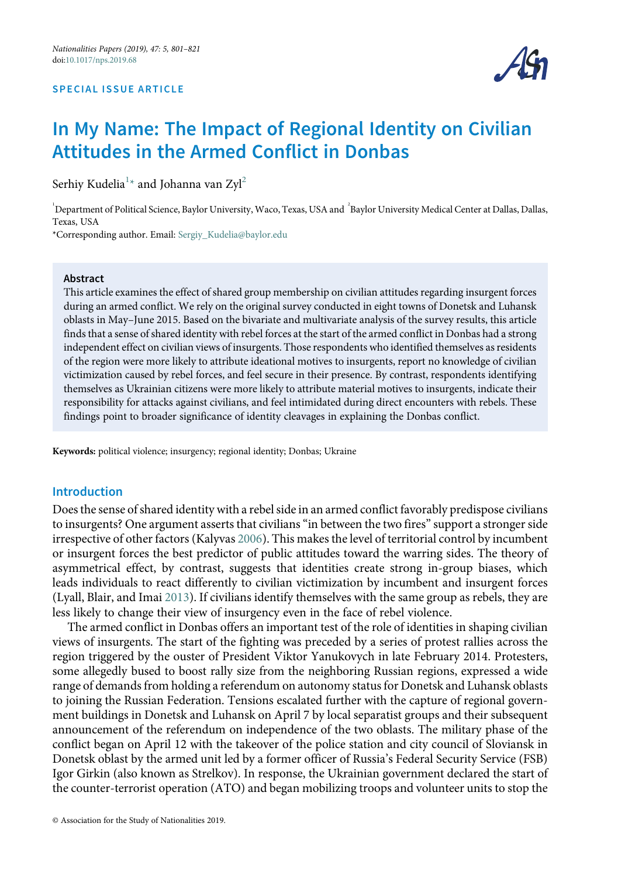SPECIAL ISSUE ARTICLE

# In My Name: The Impact of Regional Identity on Civilian Attitudes in the Armed Conflict in Donbas

Serhiy Kudelia[1]* and Johanna van Zyl[2]

[1]Department of Political Science, Baylor University, Waco, Texas, USA and [2]Baylor University Medical Center at Dallas, Dallas, Texas, USA

*Corresponding author. Email: Sergiy_Kudelia@baylor.edu

## Abstract

This article examines the effect of shared group membership on civilian attitudes regarding insurgent forces during an armed conflict. We rely on the original survey conducted in eight towns of Donetsk and Luhansk oblasts in May–June 2015. Based on the bivariate and multivariate analysis of the survey results, this article finds that a sense of shared identity with rebel forces at the start of the armed conflict in Donbas had a strong independent effect on civilian views of insurgents. Those respondents who identified themselves as residents of the region were more likely to attribute ideational motives to insurgents, report no knowledge of civilian victimization caused by rebel forces, and feel secure in their presence. By contrast, respondents identifying themselves as Ukrainian citizens were more likely to attribute material motives to insurgents, indicate their responsibility for attacks against civilians, and feel intimidated during direct encounters with rebels. These findings point to broader significance of identity cleavages in explaining the Donbas conflict.

**Keywords:** political violence; insurgency; regional identity; Donbas; Ukraine

## Introduction

Does the sense of shared identity with a rebel side in an armed conflict favorably predispose civilians to insurgents? One argument asserts that civilians "in between the two fires" support a stronger side irrespective of other factors (Kalyvas 2006). This makes the level of territorial control by incumbent or insurgent forces the best predictor of public attitudes toward the warring sides. The theory of asymmetrical effect, by contrast, suggests that identities create strong in-group biases, which leads individuals to react differently to civilian victimization by incumbent and insurgent forces (Lyall, Blair, and Imai 2013). If civilians identify themselves with the same group as rebels, they are less likely to change their view of insurgency even in the face of rebel violence.

The armed conflict in Donbas offers an important test of the role of identities in shaping civilian views of insurgents. The start of the fighting was preceded by a series of protest rallies across the region triggered by the ouster of President Viktor Yanukovych in late February 2014. Protesters, some allegedly bused to boost rally size from the neighboring Russian regions, expressed a wide range of demands from holding a referendum on autonomy status for Donetsk and Luhansk oblasts to joining the Russian Federation. Tensions escalated further with the capture of regional government buildings in Donetsk and Luhansk on April 7 by local separatist groups and their subsequent announcement of the referendum on independence of the two oblasts. The military phase of the conflict began on April 12 with the takeover of the police station and city council of Sloviansk in Donetsk oblast by the armed unit led by a former officer of Russia's Federal Security Service (FSB) Igor Girkin (also known as Strelkov). In response, the Ukrainian government declared the start of the counter-terrorist operation (ATO) and began mobilizing troops and volunteer units to stop the

© Association for the Study of Nationalities 2019.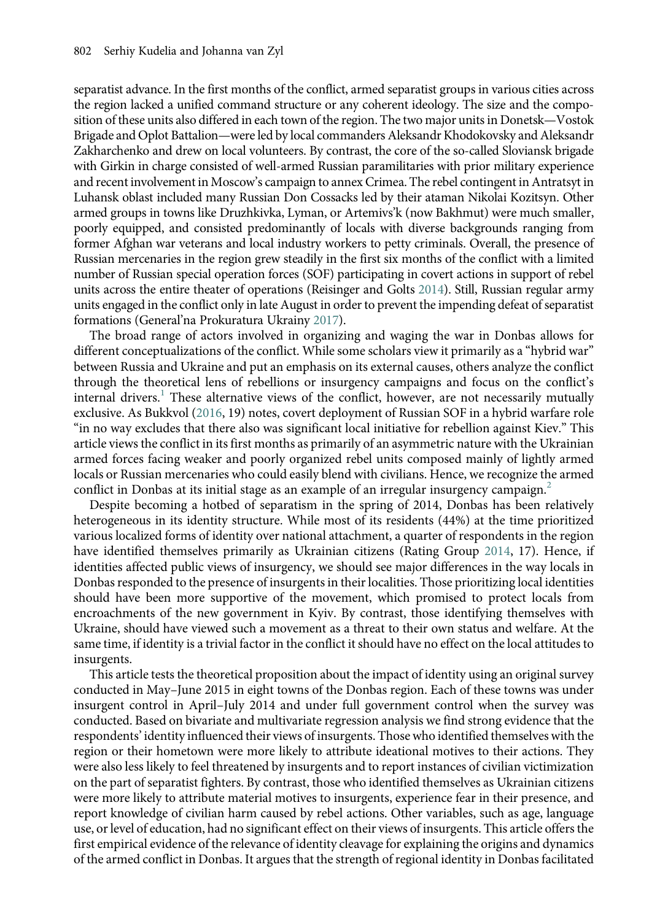separatist advance. In the first months of the conflict, armed separatist groups in various cities across the region lacked a unified command structure or any coherent ideology. The size and the composition of these units also differed in each town of the region. The two major units in Donetsk—Vostok Brigade and Oplot Battalion—were led by local commanders Aleksandr Khodokovsky and Aleksandr Zakharchenko and drew on local volunteers. By contrast, the core of the so-called Sloviansk brigade with Girkin in charge consisted of well-armed Russian paramilitaries with prior military experience and recent involvement in Moscow's campaign to annex Crimea. The rebel contingent in Antratsyt in Luhansk oblast included many Russian Don Cossacks led by their ataman Nikolai Kozitsyn. Other armed groups in towns like Druzhkivka, Lyman, or Artemivs'k (now Bakhmut) were much smaller, poorly equipped, and consisted predominantly of locals with diverse backgrounds ranging from former Afghan war veterans and local industry workers to petty criminals. Overall, the presence of Russian mercenaries in the region grew steadily in the first six months of the conflict with a limited number of Russian special operation forces (SOF) participating in covert actions in support of rebel units across the entire theater of operations (Reisinger and Golts 2014). Still, Russian regular army units engaged in the conflict only in late August in order to prevent the impending defeat of separatist formations (General'na Prokuratura Ukrainy 2017).

The broad range of actors involved in organizing and waging the war in Donbas allows for different conceptualizations of the conflict. While some scholars view it primarily as a "hybrid war" between Russia and Ukraine and put an emphasis on its external causes, others analyze the conflict through the theoretical lens of rebellions or insurgency campaigns and focus on the conflict's internal drivers.[1] These alternative views of the conflict, however, are not necessarily mutually exclusive. As Bukkvol (2016, 19) notes, covert deployment of Russian SOF in a hybrid warfare role "in no way excludes that there also was significant local initiative for rebellion against Kiev." This article views the conflict in its first months as primarily of an asymmetric nature with the Ukrainian armed forces facing weaker and poorly organized rebel units composed mainly of lightly armed locals or Russian mercenaries who could easily blend with civilians. Hence, we recognize the armed conflict in Donbas at its initial stage as an example of an irregular insurgency campaign.[2]

Despite becoming a hotbed of separatism in the spring of 2014, Donbas has been relatively heterogeneous in its identity structure. While most of its residents (44%) at the time prioritized various localized forms of identity over national attachment, a quarter of respondents in the region have identified themselves primarily as Ukrainian citizens (Rating Group 2014, 17). Hence, if identities affected public views of insurgency, we should see major differences in the way locals in Donbas responded to the presence of insurgents in their localities. Those prioritizing local identities should have been more supportive of the movement, which promised to protect locals from encroachments of the new government in Kyiv. By contrast, those identifying themselves with Ukraine, should have viewed such a movement as a threat to their own status and welfare. At the same time, if identity is a trivial factor in the conflict it should have no effect on the local attitudes to insurgents.

This article tests the theoretical proposition about the impact of identity using an original survey conducted in May–June 2015 in eight towns of the Donbas region. Each of these towns was under insurgent control in April–July 2014 and under full government control when the survey was conducted. Based on bivariate and multivariate regression analysis we find strong evidence that the respondents' identity influenced their views of insurgents. Those who identified themselves with the region or their hometown were more likely to attribute ideational motives to their actions. They were also less likely to feel threatened by insurgents and to report instances of civilian victimization on the part of separatist fighters. By contrast, those who identified themselves as Ukrainian citizens were more likely to attribute material motives to insurgents, experience fear in their presence, and report knowledge of civilian harm caused by rebel actions. Other variables, such as age, language use, or level of education, had no significant effect on their views of insurgents. This article offers the first empirical evidence of the relevance of identity cleavage for explaining the origins and dynamics of the armed conflict in Donbas. It argues that the strength of regional identity in Donbas facilitated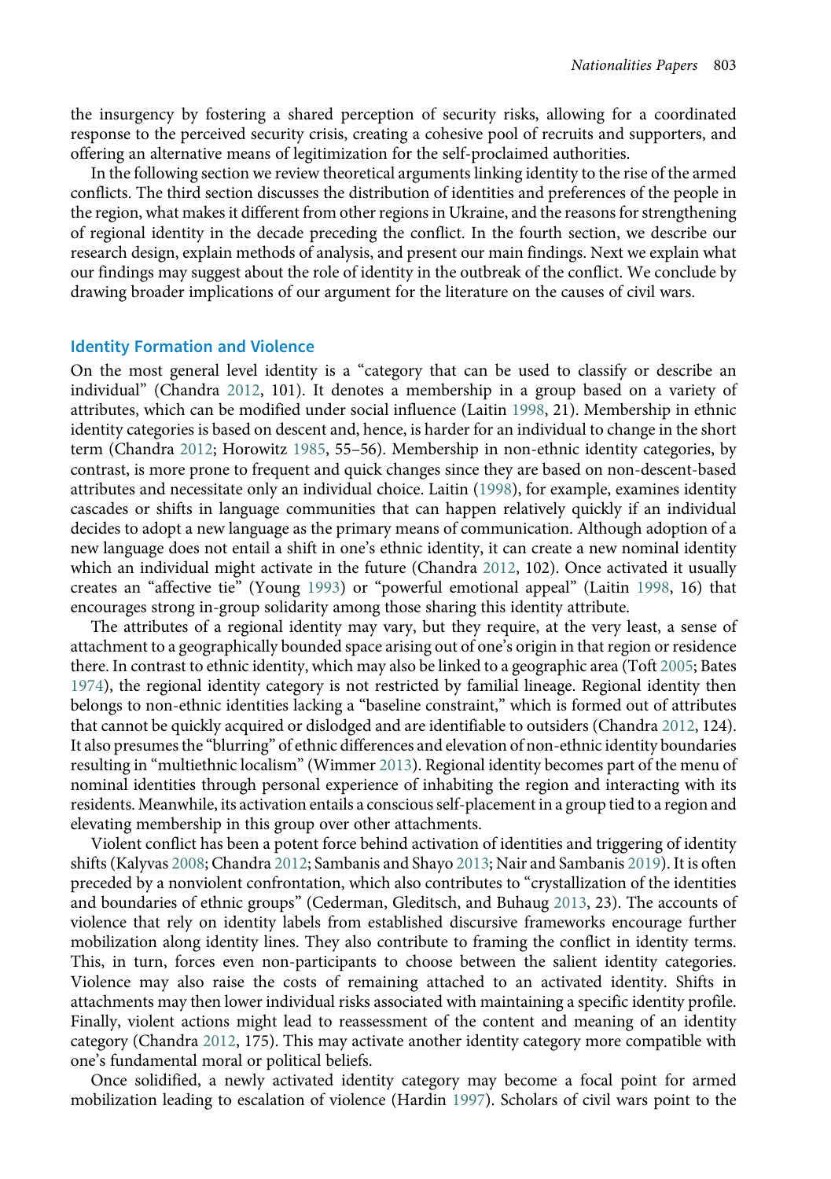the insurgency by fostering a shared perception of security risks, allowing for a coordinated response to the perceived security crisis, creating a cohesive pool of recruits and supporters, and offering an alternative means of legitimization for the self-proclaimed authorities.

In the following section we review theoretical arguments linking identity to the rise of the armed conflicts. The third section discusses the distribution of identities and preferences of the people in the region, what makes it different from other regions in Ukraine, and the reasons for strengthening of regional identity in the decade preceding the conflict. In the fourth section, we describe our research design, explain methods of analysis, and present our main findings. Next we explain what our findings may suggest about the role of identity in the outbreak of the conflict. We conclude by drawing broader implications of our argument for the literature on the causes of civil wars.

## Identity Formation and Violence

On the most general level identity is a "category that can be used to classify or describe an individual" (Chandra 2012, 101). It denotes a membership in a group based on a variety of attributes, which can be modified under social influence (Laitin 1998, 21). Membership in ethnic identity categories is based on descent and, hence, is harder for an individual to change in the short term (Chandra 2012; Horowitz 1985, 55–56). Membership in non-ethnic identity categories, by contrast, is more prone to frequent and quick changes since they are based on non-descent-based attributes and necessitate only an individual choice. Laitin (1998), for example, examines identity cascades or shifts in language communities that can happen relatively quickly if an individual decides to adopt a new language as the primary means of communication. Although adoption of a new language does not entail a shift in one's ethnic identity, it can create a new nominal identity which an individual might activate in the future (Chandra 2012, 102). Once activated it usually creates an "affective tie" (Young 1993) or "powerful emotional appeal" (Laitin 1998, 16) that encourages strong in-group solidarity among those sharing this identity attribute.

The attributes of a regional identity may vary, but they require, at the very least, a sense of attachment to a geographically bounded space arising out of one's origin in that region or residence there. In contrast to ethnic identity, which may also be linked to a geographic area (Toft 2005; Bates 1974), the regional identity category is not restricted by familial lineage. Regional identity then belongs to non-ethnic identities lacking a "baseline constraint," which is formed out of attributes that cannot be quickly acquired or dislodged and are identifiable to outsiders (Chandra 2012, 124). It also presumes the "blurring" of ethnic differences and elevation of non-ethnic identity boundaries resulting in "multiethnic localism" (Wimmer 2013). Regional identity becomes part of the menu of nominal identities through personal experience of inhabiting the region and interacting with its residents. Meanwhile, its activation entails a conscious self-placement in a group tied to a region and elevating membership in this group over other attachments.

Violent conflict has been a potent force behind activation of identities and triggering of identity shifts (Kalyvas 2008; Chandra 2012; Sambanis and Shayo 2013; Nair and Sambanis 2019). It is often preceded by a nonviolent confrontation, which also contributes to "crystallization of the identities and boundaries of ethnic groups" (Cederman, Gleditsch, and Buhaug 2013, 23). The accounts of violence that rely on identity labels from established discursive frameworks encourage further mobilization along identity lines. They also contribute to framing the conflict in identity terms. This, in turn, forces even non-participants to choose between the salient identity categories. Violence may also raise the costs of remaining attached to an activated identity. Shifts in attachments may then lower individual risks associated with maintaining a specific identity profile. Finally, violent actions might lead to reassessment of the content and meaning of an identity category (Chandra 2012, 175). This may activate another identity category more compatible with one's fundamental moral or political beliefs.

Once solidified, a newly activated identity category may become a focal point for armed mobilization leading to escalation of violence (Hardin 1997). Scholars of civil wars point to the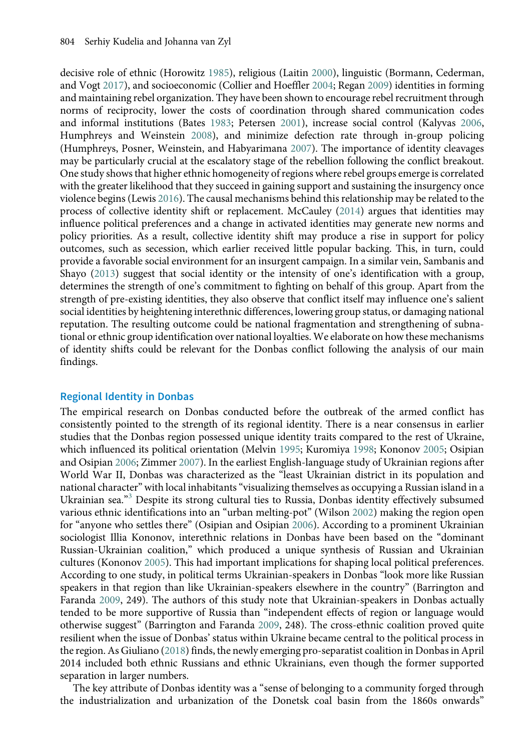decisive role of ethnic (Horowitz 1985), religious (Laitin 2000), linguistic (Bormann, Cederman, and Vogt 2017), and socioeconomic (Collier and Hoeffler 2004; Regan 2009) identities in forming and maintaining rebel organization. They have been shown to encourage rebel recruitment through norms of reciprocity, lower the costs of coordination through shared communication codes and informal institutions (Bates 1983; Petersen 2001), increase social control (Kalyvas 2006, Humphreys and Weinstein 2008), and minimize defection rate through in-group policing (Humphreys, Posner, Weinstein, and Habyarimana 2007). The importance of identity cleavages may be particularly crucial at the escalatory stage of the rebellion following the conflict breakout. One study shows that higher ethnic homogeneity of regions where rebel groups emerge is correlated with the greater likelihood that they succeed in gaining support and sustaining the insurgency once violence begins (Lewis 2016). The causal mechanisms behind this relationship may be related to the process of collective identity shift or replacement. McCauley (2014) argues that identities may influence political preferences and a change in activated identities may generate new norms and policy priorities. As a result, collective identity shift may produce a rise in support for policy outcomes, such as secession, which earlier received little popular backing. This, in turn, could provide a favorable social environment for an insurgent campaign. In a similar vein, Sambanis and Shayo (2013) suggest that social identity or the intensity of one's identification with a group, determines the strength of one's commitment to fighting on behalf of this group. Apart from the strength of pre-existing identities, they also observe that conflict itself may influence one's salient social identities by heightening interethnic differences, lowering group status, or damaging national reputation. The resulting outcome could be national fragmentation and strengthening of subnational or ethnic group identification over national loyalties. We elaborate on how these mechanisms of identity shifts could be relevant for the Donbas conflict following the analysis of our main findings.

## Regional Identity in Donbas

The empirical research on Donbas conducted before the outbreak of the armed conflict has consistently pointed to the strength of its regional identity. There is a near consensus in earlier studies that the Donbas region possessed unique identity traits compared to the rest of Ukraine, which influenced its political orientation (Melvin 1995; Kuromiya 1998; Kononov 2005; Osipian and Osipian 2006; Zimmer 2007). In the earliest English-language study of Ukrainian regions after World War II, Donbas was characterized as the "least Ukrainian district in its population and national character" with local inhabitants "visualizing themselves as occupying a Russian island in a Ukrainian sea."[3] Despite its strong cultural ties to Russia, Donbas identity effectively subsumed various ethnic identifications into an "urban melting-pot" (Wilson 2002) making the region open for "anyone who settles there" (Osipian and Osipian 2006). According to a prominent Ukrainian sociologist Illia Kononov, interethnic relations in Donbas have been based on the "dominant Russian-Ukrainian coalition," which produced a unique synthesis of Russian and Ukrainian cultures (Kononov 2005). This had important implications for shaping local political preferences. According to one study, in political terms Ukrainian-speakers in Donbas "look more like Russian speakers in that region than like Ukrainian-speakers elsewhere in the country" (Barrington and Faranda 2009, 249). The authors of this study note that Ukrainian-speakers in Donbas actually tended to be more supportive of Russia than "independent effects of region or language would otherwise suggest" (Barrington and Faranda 2009, 248). The cross-ethnic coalition proved quite resilient when the issue of Donbas' status within Ukraine became central to the political process in the region. As Giuliano (2018) finds, the newly emerging pro-separatist coalition in Donbas in April 2014 included both ethnic Russians and ethnic Ukrainians, even though the former supported separation in larger numbers.

The key attribute of Donbas identity was a "sense of belonging to a community forged through the industrialization and urbanization of the Donetsk coal basin from the 1860s onwards"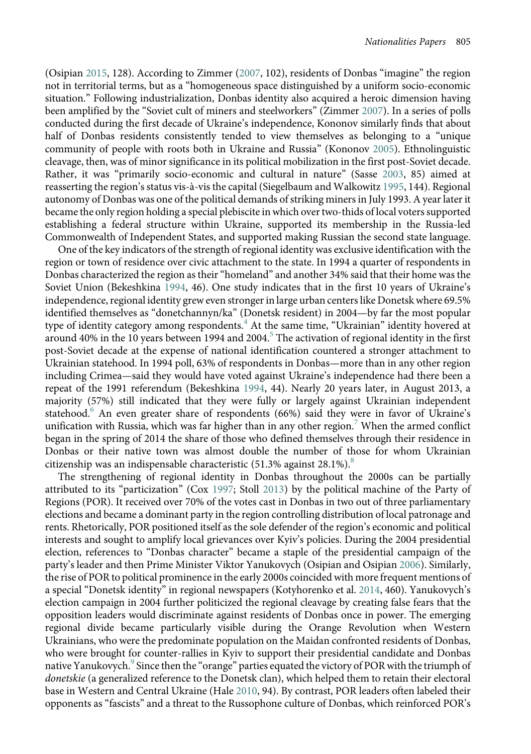(Osipian 2015, 128). According to Zimmer (2007, 102), residents of Donbas "imagine" the region not in territorial terms, but as a "homogeneous space distinguished by a uniform socio-economic situation." Following industrialization, Donbas identity also acquired a heroic dimension having been amplified by the "Soviet cult of miners and steelworkers" (Zimmer 2007). In a series of polls conducted during the first decade of Ukraine's independence, Kononov similarly finds that about half of Donbas residents consistently tended to view themselves as belonging to a "unique community of people with roots both in Ukraine and Russia" (Kononov 2005). Ethnolinguistic cleavage, then, was of minor significance in its political mobilization in the first post-Soviet decade. Rather, it was "primarily socio-economic and cultural in nature" (Sasse 2003, 85) aimed at reasserting the region's status vis-à-vis the capital (Siegelbaum and Walkowitz 1995, 144). Regional autonomy of Donbas was one of the political demands of striking miners in July 1993. A year later it became the only region holding a special plebiscite in which over two-thids of local voters supported establishing a federal structure within Ukraine, supported its membership in the Russia-led Commonwealth of Independent States, and supported making Russian the second state language.

One of the key indicators of the strength of regional identity was exclusive identification with the region or town of residence over civic attachment to the state. In 1994 a quarter of respondents in Donbas characterized the region as their "homeland" and another 34% said that their home was the Soviet Union (Bekeshkina 1994, 46). One study indicates that in the first 10 years of Ukraine's independence, regional identity grew even stronger in large urban centers like Donetsk where 69.5% identified themselves as "donetchannyn/ka" (Donetsk resident) in 2004—by far the most popular type of identity category among respondents.[4] At the same time, "Ukrainian" identity hovered at around 40% in the 10 years between 1994 and 2004.[5] The activation of regional identity in the first post-Soviet decade at the expense of national identification countered a stronger attachment to Ukrainian statehood. In 1994 poll, 63% of respondents in Donbas—more than in any other region including Crimea—said they would have voted against Ukraine's independence had there been a repeat of the 1991 referendum (Bekeshkina 1994, 44). Nearly 20 years later, in August 2013, a majority (57%) still indicated that they were fully or largely against Ukrainian independent statehood.[6] An even greater share of respondents (66%) said they were in favor of Ukraine's unification with Russia, which was far higher than in any other region.[7] When the armed conflict began in the spring of 2014 the share of those who defined themselves through their residence in Donbas or their native town was almost double the number of those for whom Ukrainian citizenship was an indispensable characteristic (51.3% against 28.1%).[8]

The strengthening of regional identity in Donbas throughout the 2000s can be partially attributed to its "particization" (Cox 1997; Stoll 2013) by the political machine of the Party of Regions (POR). It received over 70% of the votes cast in Donbas in two out of three parliamentary elections and became a dominant party in the region controlling distribution of local patronage and rents. Rhetorically, POR positioned itself as the sole defender of the region's economic and political interests and sought to amplify local grievances over Kyiv's policies. During the 2004 presidential election, references to "Donbas character" became a staple of the presidential campaign of the party's leader and then Prime Minister Viktor Yanukovych (Osipian and Osipian 2006). Similarly, the rise of POR to political prominence in the early 2000s coincided with more frequent mentions of a special "Donetsk identity" in regional newspapers (Kotyhorenko et al. 2014, 460). Yanukovych's election campaign in 2004 further politicized the regional cleavage by creating false fears that the opposition leaders would discriminate against residents of Donbas once in power. The emerging regional divide became particularly visible during the Orange Revolution when Western Ukrainians, who were the predominate population on the Maidan confronted residents of Donbas, who were brought for counter-rallies in Kyiv to support their presidential candidate and Donbas native Yanukovych.[9] Since then the "orange" parties equated the victory of POR with the triumph of *donetskie* (a generalized reference to the Donetsk clan), which helped them to retain their electoral base in Western and Central Ukraine (Hale 2010, 94). By contrast, POR leaders often labeled their opponents as "fascists" and a threat to the Russophone culture of Donbas, which reinforced POR's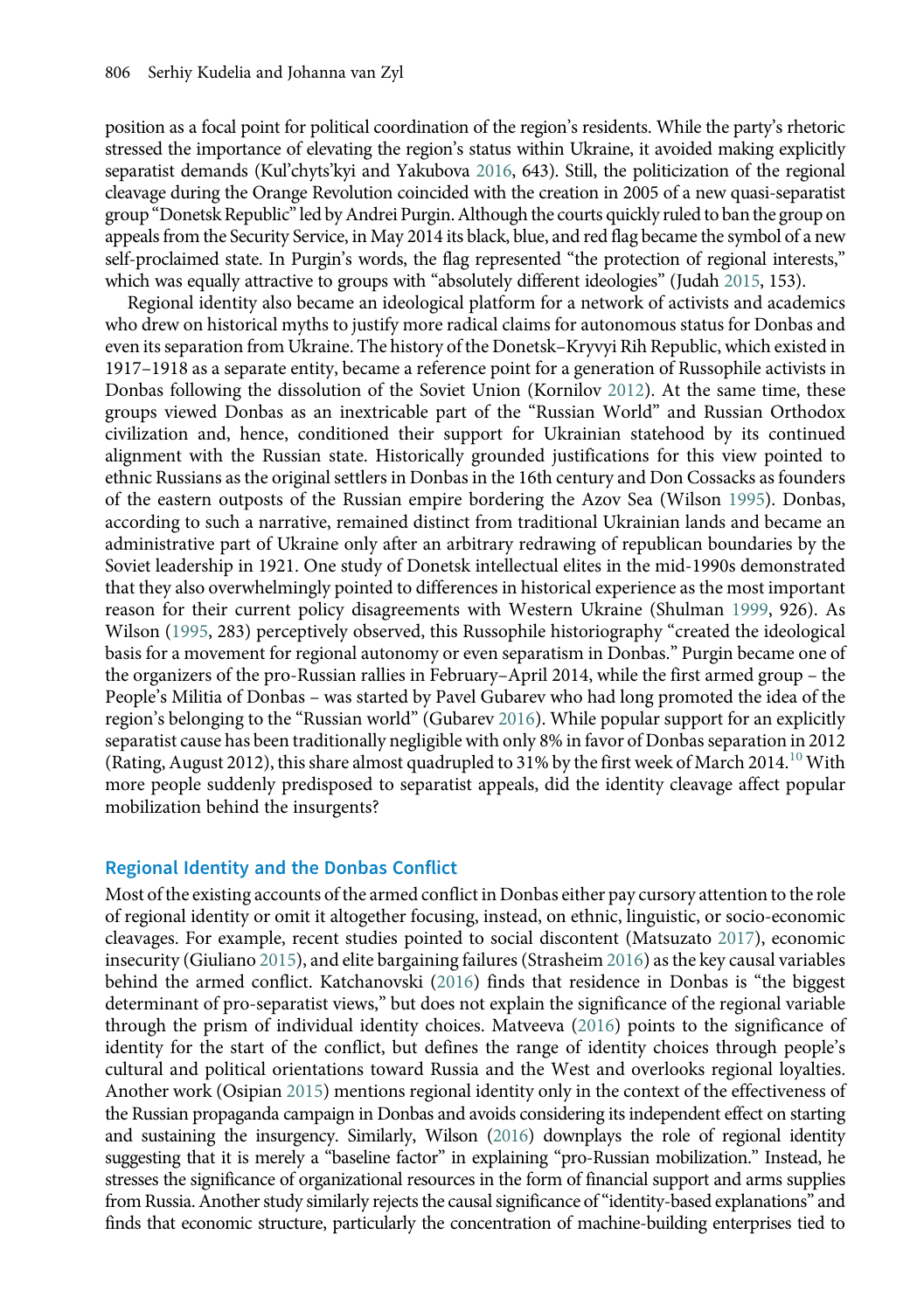position as a focal point for political coordination of the region's residents. While the party's rhetoric stressed the importance of elevating the region's status within Ukraine, it avoided making explicitly separatist demands (Kul'chyts'kyi and Yakubova 2016, 643). Still, the politicization of the regional cleavage during the Orange Revolution coincided with the creation in 2005 of a new quasi-separatist group "Donetsk Republic" led by Andrei Purgin. Although the courts quickly ruled to ban the group on appeals from the Security Service, in May 2014 its black, blue, and red flag became the symbol of a new self-proclaimed state. In Purgin's words, the flag represented "the protection of regional interests," which was equally attractive to groups with "absolutely different ideologies" (Judah 2015, 153).

Regional identity also became an ideological platform for a network of activists and academics who drew on historical myths to justify more radical claims for autonomous status for Donbas and even its separation from Ukraine. The history of the Donetsk–Kryvyi Rih Republic, which existed in 1917–1918 as a separate entity, became a reference point for a generation of Russophile activists in Donbas following the dissolution of the Soviet Union (Kornilov 2012). At the same time, these groups viewed Donbas as an inextricable part of the "Russian World" and Russian Orthodox civilization and, hence, conditioned their support for Ukrainian statehood by its continued alignment with the Russian state. Historically grounded justifications for this view pointed to ethnic Russians as the original settlers in Donbas in the 16th century and Don Cossacks as founders of the eastern outposts of the Russian empire bordering the Azov Sea (Wilson 1995). Donbas, according to such a narrative, remained distinct from traditional Ukrainian lands and became an administrative part of Ukraine only after an arbitrary redrawing of republican boundaries by the Soviet leadership in 1921. One study of Donetsk intellectual elites in the mid-1990s demonstrated that they also overwhelmingly pointed to differences in historical experience as the most important reason for their current policy disagreements with Western Ukraine (Shulman 1999, 926). As Wilson (1995, 283) perceptively observed, this Russophile historiography "created the ideological basis for a movement for regional autonomy or even separatism in Donbas." Purgin became one of the organizers of the pro-Russian rallies in February–April 2014, while the first armed group – the People's Militia of Donbas – was started by Pavel Gubarev who had long promoted the idea of the region's belonging to the "Russian world" (Gubarev 2016). While popular support for an explicitly separatist cause has been traditionally negligible with only 8% in favor of Donbas separation in 2012 (Rating, August 2012), this share almost quadrupled to 31% by the first week of March 2014.[10] With more people suddenly predisposed to separatist appeals, did the identity cleavage affect popular mobilization behind the insurgents?

## Regional Identity and the Donbas Conflict

Most of the existing accounts of the armed conflict in Donbas either pay cursory attention to the role of regional identity or omit it altogether focusing, instead, on ethnic, linguistic, or socio-economic cleavages. For example, recent studies pointed to social discontent (Matsuzato 2017), economic insecurity (Giuliano 2015), and elite bargaining failures (Strasheim 2016) as the key causal variables behind the armed conflict. Katchanovski (2016) finds that residence in Donbas is "the biggest determinant of pro-separatist views," but does not explain the significance of the regional variable through the prism of individual identity choices. Matveeva (2016) points to the significance of identity for the start of the conflict, but defines the range of identity choices through people's cultural and political orientations toward Russia and the West and overlooks regional loyalties. Another work (Osipian 2015) mentions regional identity only in the context of the effectiveness of the Russian propaganda campaign in Donbas and avoids considering its independent effect on starting and sustaining the insurgency. Similarly, Wilson (2016) downplays the role of regional identity suggesting that it is merely a "baseline factor" in explaining "pro-Russian mobilization." Instead, he stresses the significance of organizational resources in the form of financial support and arms supplies from Russia. Another study similarly rejects the causal significance of "identity-based explanations" and finds that economic structure, particularly the concentration of machine-building enterprises tied to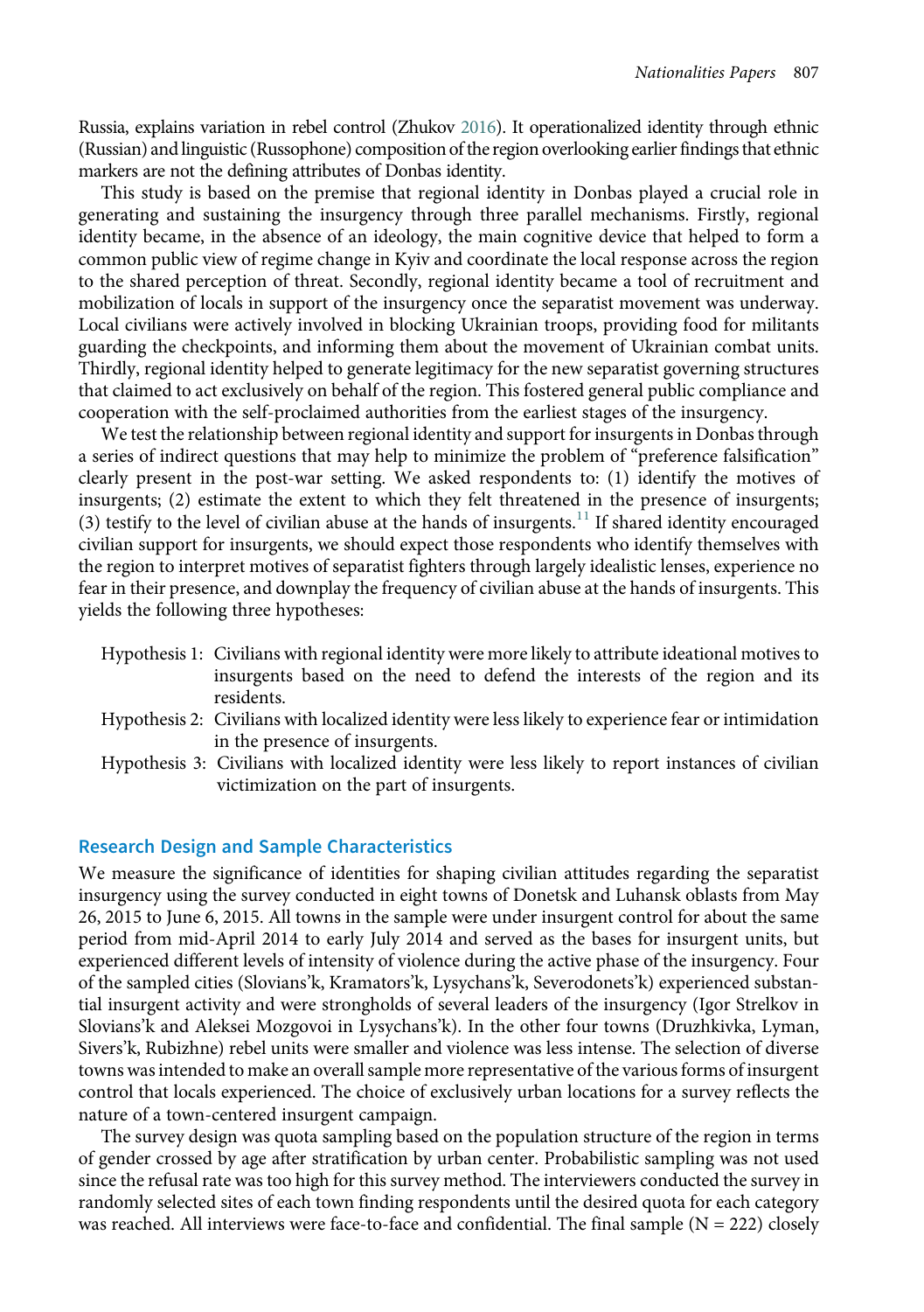Russia, explains variation in rebel control (Zhukov 2016). It operationalized identity through ethnic (Russian) and linguistic (Russophone) composition of the region overlooking earlier findings that ethnic markers are not the defining attributes of Donbas identity.

This study is based on the premise that regional identity in Donbas played a crucial role in generating and sustaining the insurgency through three parallel mechanisms. Firstly, regional identity became, in the absence of an ideology, the main cognitive device that helped to form a common public view of regime change in Kyiv and coordinate the local response across the region to the shared perception of threat. Secondly, regional identity became a tool of recruitment and mobilization of locals in support of the insurgency once the separatist movement was underway. Local civilians were actively involved in blocking Ukrainian troops, providing food for militants guarding the checkpoints, and informing them about the movement of Ukrainian combat units. Thirdly, regional identity helped to generate legitimacy for the new separatist governing structures that claimed to act exclusively on behalf of the region. This fostered general public compliance and cooperation with the self-proclaimed authorities from the earliest stages of the insurgency.

We test the relationship between regional identity and support for insurgents in Donbas through a series of indirect questions that may help to minimize the problem of "preference falsification" clearly present in the post-war setting. We asked respondents to: (1) identify the motives of insurgents; (2) estimate the extent to which they felt threatened in the presence of insurgents; (3) testify to the level of civilian abuse at the hands of insurgents.[11] If shared identity encouraged civilian support for insurgents, we should expect those respondents who identify themselves with the region to interpret motives of separatist fighters through largely idealistic lenses, experience no fear in their presence, and downplay the frequency of civilian abuse at the hands of insurgents. This yields the following three hypotheses:

- Hypothesis 1: Civilians with regional identity were more likely to attribute ideational motives to insurgents based on the need to defend the interests of the region and its residents.
- Hypothesis 2: Civilians with localized identity were less likely to experience fear or intimidation in the presence of insurgents.
- Hypothesis 3: Civilians with localized identity were less likely to report instances of civilian victimization on the part of insurgents.

## Research Design and Sample Characteristics

We measure the significance of identities for shaping civilian attitudes regarding the separatist insurgency using the survey conducted in eight towns of Donetsk and Luhansk oblasts from May 26, 2015 to June 6, 2015. All towns in the sample were under insurgent control for about the same period from mid-April 2014 to early July 2014 and served as the bases for insurgent units, but experienced different levels of intensity of violence during the active phase of the insurgency. Four of the sampled cities (Slovians'k, Kramators'k, Lysychans'k, Severodonets'k) experienced substantial insurgent activity and were strongholds of several leaders of the insurgency (Igor Strelkov in Slovians'k and Aleksei Mozgovoi in Lysychans'k). In the other four towns (Druzhkivka, Lyman, Sivers'k, Rubizhne) rebel units were smaller and violence was less intense. The selection of diverse towns was intended to make an overall sample more representative of the various forms of insurgent control that locals experienced. The choice of exclusively urban locations for a survey reflects the nature of a town-centered insurgent campaign.

The survey design was quota sampling based on the population structure of the region in terms of gender crossed by age after stratification by urban center. Probabilistic sampling was not used since the refusal rate was too high for this survey method. The interviewers conducted the survey in randomly selected sites of each town finding respondents until the desired quota for each category was reached. All interviews were face-to-face and confidential. The final sample (N = 222) closely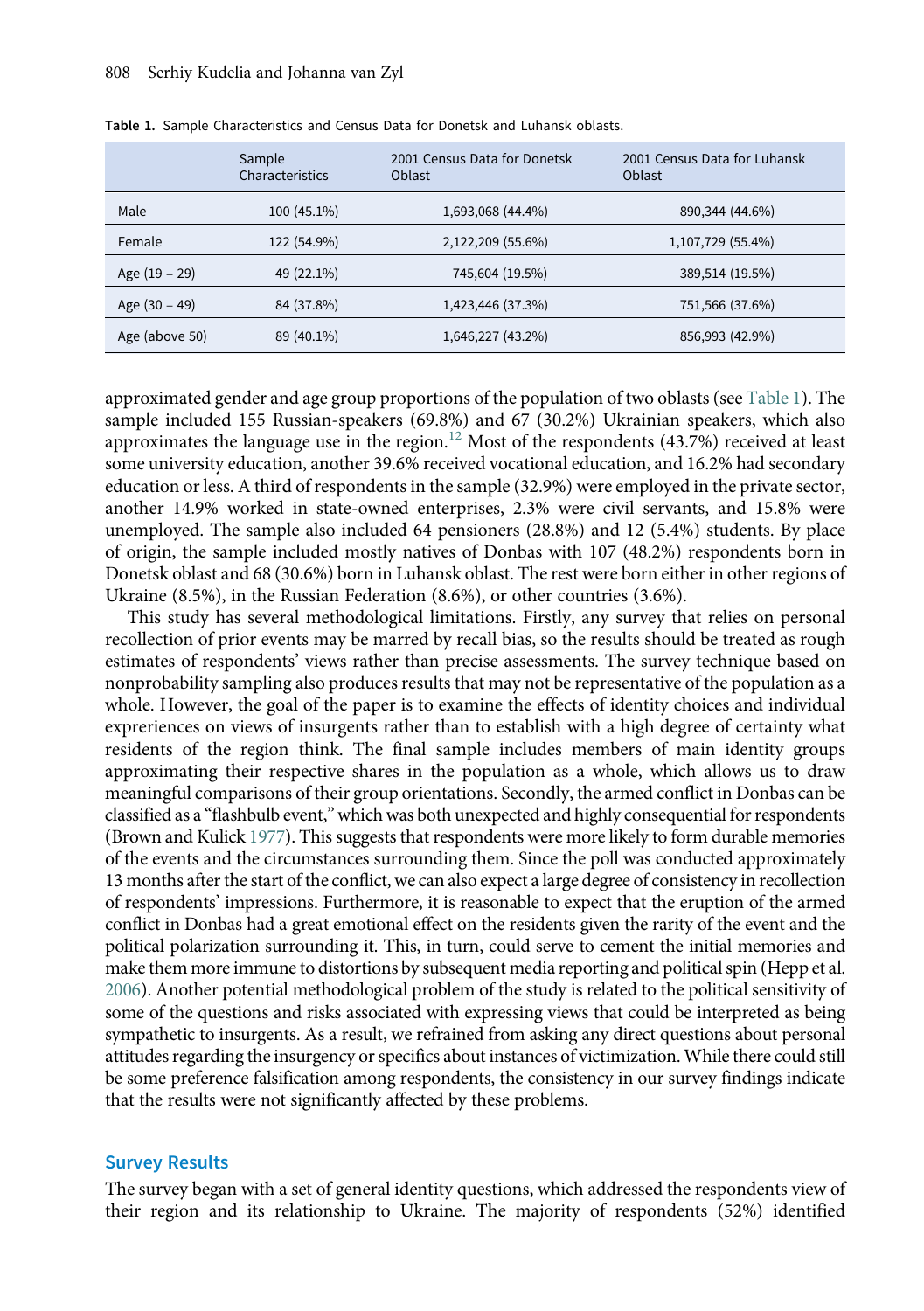Table 1. Sample Characteristics and Census Data for Donetsk and Luhansk oblasts.

| | Sample Characteristics | 2001 Census Data for Donetsk Oblast | 2001 Census Data for Luhansk Oblast |
|---|---|---|---|
| Male | 100 (45.1%) | 1,693,068 (44.4%) | 890,344 (44.6%) |
| Female | 122 (54.9%) | 2,122,209 (55.6%) | 1,107,729 (55.4%) |
| Age (19 – 29) | 49 (22.1%) | 745,604 (19.5%) | 389,514 (19.5%) |
| Age (30 – 49) | 84 (37.8%) | 1,423,446 (37.3%) | 751,566 (37.6%) |
| Age (above 50) | 89 (40.1%) | 1,646,227 (43.2%) | 856,993 (42.9%) |

approximated gender and age group proportions of the population of two oblasts (see Table 1). The sample included 155 Russian-speakers (69.8%) and 67 (30.2%) Ukrainian speakers, which also approximates the language use in the region.[12] Most of the respondents (43.7%) received at least some university education, another 39.6% received vocational education, and 16.2% had secondary education or less. A third of respondents in the sample (32.9%) were employed in the private sector, another 14.9% worked in state-owned enterprises, 2.3% were civil servants, and 15.8% were unemployed. The sample also included 64 pensioners (28.8%) and 12 (5.4%) students. By place of origin, the sample included mostly natives of Donbas with 107 (48.2%) respondents born in Donetsk oblast and 68 (30.6%) born in Luhansk oblast. The rest were born either in other regions of Ukraine (8.5%), in the Russian Federation (8.6%), or other countries (3.6%).

This study has several methodological limitations. Firstly, any survey that relies on personal recollection of prior events may be marred by recall bias, so the results should be treated as rough estimates of respondents' views rather than precise assessments. The survey technique based on nonprobability sampling also produces results that may not be representative of the population as a whole. However, the goal of the paper is to examine the effects of identity choices and individual exprériences on views of insurgents rather than to establish with a high degree of certainty what residents of the region think. The final sample includes members of main identity groups approximating their respective shares in the population as a whole, which allows us to draw meaningful comparisons of their group orientations. Secondly, the armed conflict in Donbas can be classified as a "flashbulb event," which was both unexpected and highly consequential for respondents (Brown and Kulick 1977). This suggests that respondents were more likely to form durable memories of the events and the circumstances surrounding them. Since the poll was conducted approximately 13 months after the start of the conflict, we can also expect a large degree of consistency in recollection of respondents' impressions. Furthermore, it is reasonable to expect that the eruption of the armed conflict in Donbas had a great emotional effect on the residents given the rarity of the event and the political polarization surrounding it. This, in turn, could serve to cement the initial memories and make them more immune to distortions by subsequent media reporting and political spin (Hepp et al. 2006). Another potential methodological problem of the study is related to the political sensitivity of some of the questions and risks associated with expressing views that could be interpreted as being sympathetic to insurgents. As a result, we refrained from asking any direct questions about personal attitudes regarding the insurgency or specifics about instances of victimization. While there could still be some preference falsification among respondents, the consistency in our survey findings indicate that the results were not significantly affected by these problems.

## Survey Results

The survey began with a set of general identity questions, which addressed the respondents view of their region and its relationship to Ukraine. The majority of respondents (52%) identified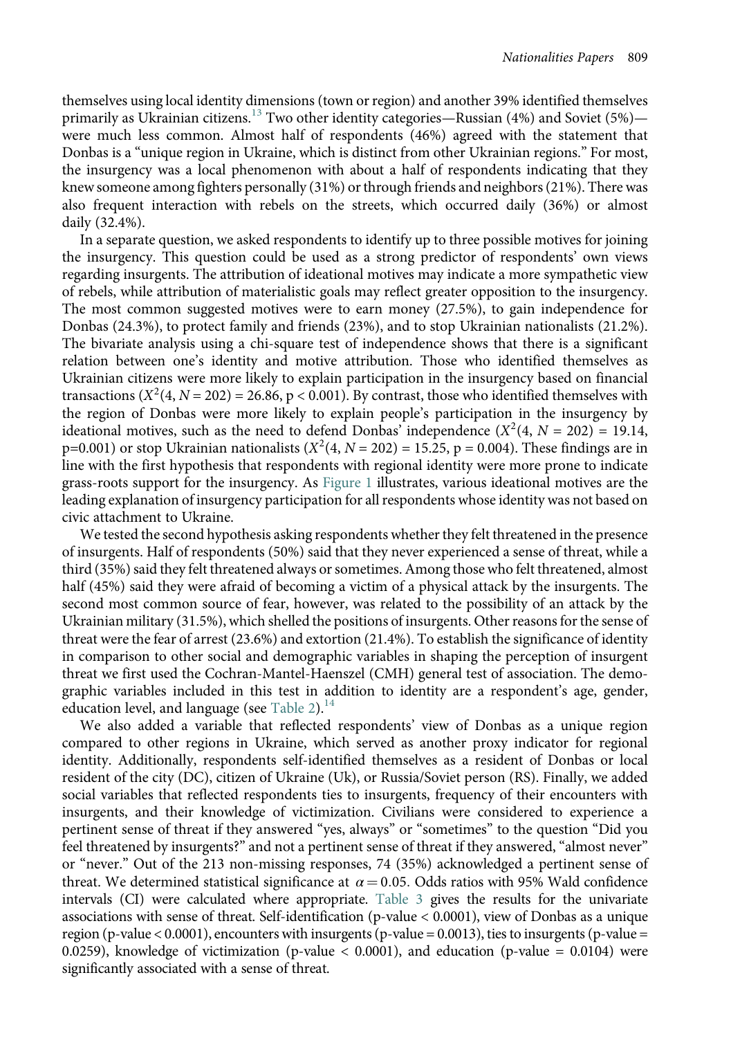themselves using local identity dimensions (town or region) and another 39% identified themselves primarily as Ukrainian citizens.[13] Two other identity categories—Russian (4%) and Soviet (5%)—were much less common. Almost half of respondents (46%) agreed with the statement that Donbas is a "unique region in Ukraine, which is distinct from other Ukrainian regions." For most, the insurgency was a local phenomenon with about a half of respondents indicating that they knew someone among fighters personally (31%) or through friends and neighbors (21%). There was also frequent interaction with rebels on the streets, which occurred daily (36%) or almost daily (32.4%).

In a separate question, we asked respondents to identify up to three possible motives for joining the insurgency. This question could be used as a strong predictor of respondents' own views regarding insurgents. The attribution of ideational motives may indicate a more sympathetic view of rebels, while attribution of materialistic goals may reflect greater opposition to the insurgency. The most common suggested motives were to earn money (27.5%), to gain independence for Donbas (24.3%), to protect family and friends (23%), and to stop Ukrainian nationalists (21.2%). The bivariate analysis using a chi-square test of independence shows that there is a significant relation between one's identity and motive attribution. Those who identified themselves as Ukrainian citizens were more likely to explain participation in the insurgency based on financial transactions ($X^2(4, N = 202) = 26.86$, $p < 0.001$). By contrast, those who identified themselves with the region of Donbas were more likely to explain people's participation in the insurgency by ideational motives, such as the need to defend Donbas' independence ($X^2(4, N = 202) = 19.14$, $p=0.001$) or stop Ukrainian nationalists ($X^2(4, N = 202) = 15.25$, $p = 0.004$). These findings are in line with the first hypothesis that respondents with regional identity were more prone to indicate grass-roots support for the insurgency. As Figure 1 illustrates, various ideational motives are the leading explanation of insurgency participation for all respondents whose identity was not based on civic attachment to Ukraine.

We tested the second hypothesis asking respondents whether they felt threatened in the presence of insurgents. Half of respondents (50%) said that they never experienced a sense of threat, while a third (35%) said they felt threatened always or sometimes. Among those who felt threatened, almost half (45%) said they were afraid of becoming a victim of a physical attack by the insurgents. The second most common source of fear, however, was related to the possibility of an attack by the Ukrainian military (31.5%), which shelled the positions of insurgents. Other reasons for the sense of threat were the fear of arrest (23.6%) and extortion (21.4%). To establish the significance of identity in comparison to other social and demographic variables in shaping the perception of insurgent threat we first used the Cochran-Mantel-Haenszel (CMH) general test of association. The demographic variables included in this test in addition to identity are a respondent's age, gender, education level, and language (see Table 2).[14]

We also added a variable that reflected respondents' view of Donbas as a unique region compared to other regions in Ukraine, which served as another proxy indicator for regional identity. Additionally, respondents self-identified themselves as a resident of Donbas or local resident of the city (DC), citizen of Ukraine (Uk), or Russia/Soviet person (RS). Finally, we added social variables that reflected respondents ties to insurgents, frequency of their encounters with insurgents, and their knowledge of victimization. Civilians were considered to experience a pertinent sense of threat if they answered "yes, always" or "sometimes" to the question "Did you feel threatened by insurgents?" and not a pertinent sense of threat if they answered, "almost never" or "never." Out of the 213 non-missing responses, 74 (35%) acknowledged a pertinent sense of threat. We determined statistical significance at $\alpha = 0.05$. Odds ratios with 95% Wald confidence intervals (CI) were calculated where appropriate. Table 3 gives the results for the univariate associations with sense of threat. Self-identification (p-value < 0.0001), view of Donbas as a unique region (p-value < 0.0001), encounters with insurgents (p-value = 0.0013), ties to insurgents (p-value = 0.0259), knowledge of victimization (p-value < 0.0001), and education (p-value = 0.0104) were significantly associated with a sense of threat.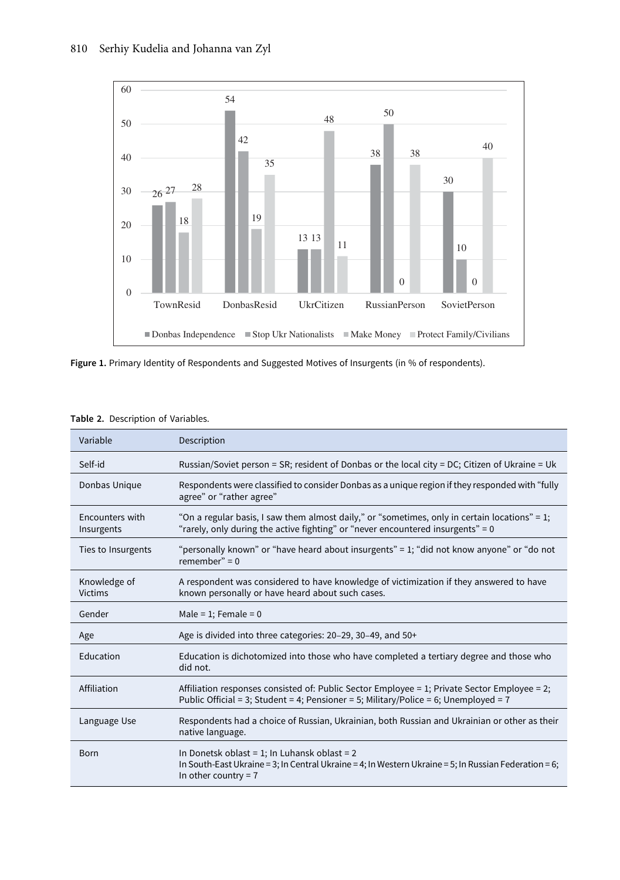**Figure 1.** Primary Identity of Respondents and Suggested Motives of Insurgents (in % of respondents).

**Table 2.** Description of Variables.

| Variable | Description |
|---|---|
| Self-id | Russian/Soviet person = SR; resident of Donbas or the local city = DC; Citizen of Ukraine = Uk |
| Donbas Unique | Respondents were classified to consider Donbas as a unique region if they responded with "fully agree" or "rather agree" |
| Encounters with Insurgents | "On a regular basis, I saw them almost daily," or "sometimes, only in certain locations" = 1; "rarely, only during the active fighting" or "never encountered insurgents" = 0 |
| Ties to Insurgents | "personally known" or "have heard about insurgents" = 1; "did not know anyone" or "do not remember" = 0 |
| Knowledge of Victims | A respondent was considered to have knowledge of victimization if they answered to have known personally or have heard about such cases. |
| Gender | Male = 1; Female = 0 |
| Age | Age is divided into three categories: 20–29, 30–49, and 50+ |
| Education | Education is dichotomized into those who have completed a tertiary degree and those who did not. |
| Affiliation | Affiliation responses consisted of: Public Sector Employee = 1; Private Sector Employee = 2; Public Official = 3; Student = 4; Pensioner = 5; Military/Police = 6; Unemployed = 7 |
| Language Use | Respondents had a choice of Russian, Ukrainian, both Russian and Ukrainian or other as their native language. |
| Born | In Donetsk oblast = 1; In Luhansk oblast = 2<br>In South-East Ukraine = 3; In Central Ukraine = 4; In Western Ukraine = 5; In Russian Federation = 6; In other country = 7 |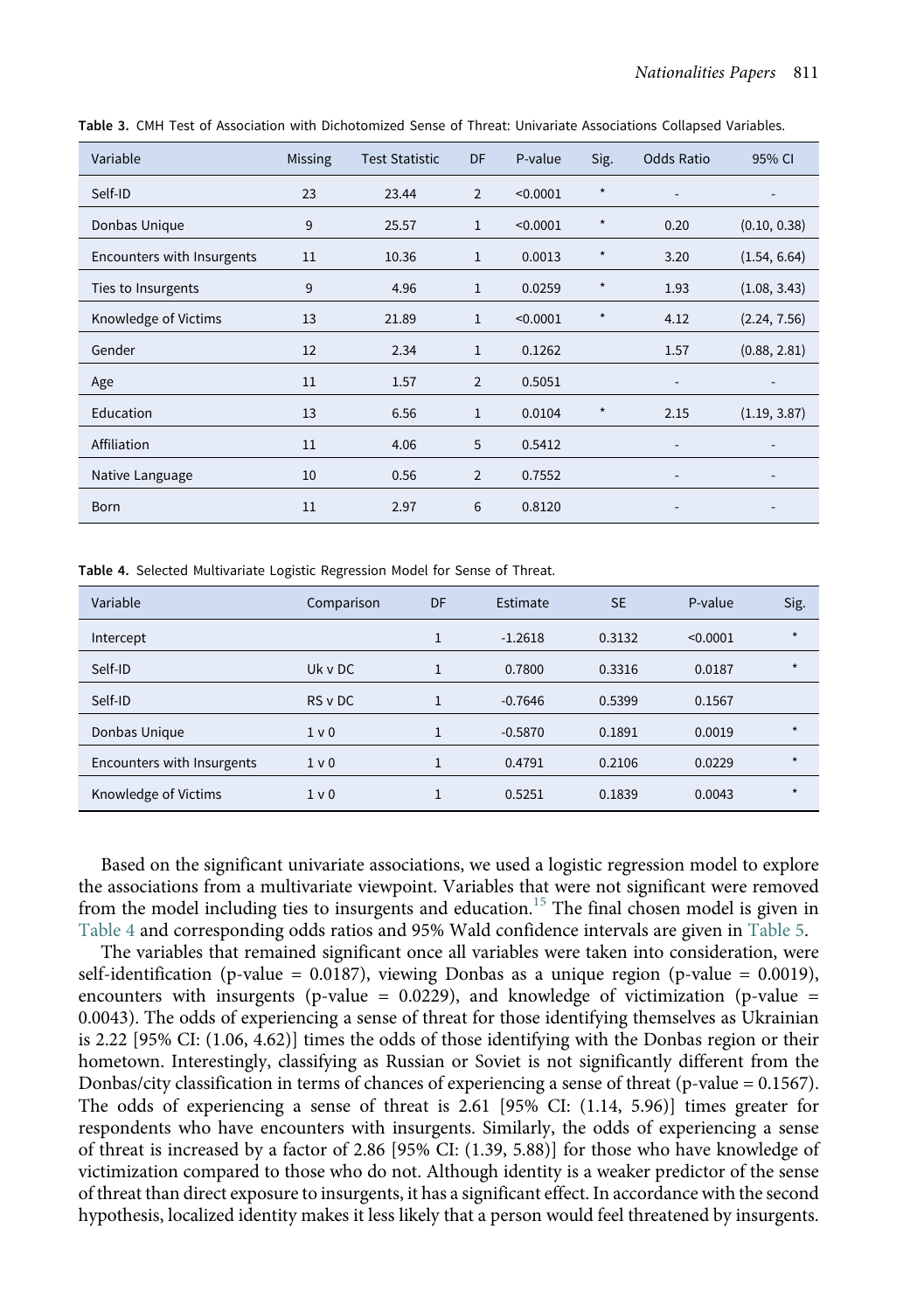**Table 3.** CMH Test of Association with Dichotomized Sense of Threat: Univariate Associations Collapsed Variables.

| Variable | Missing | Test Statistic | DF | P-value | Sig. | Odds Ratio | 95% CI |
|---|---|---|---|---|---|---|---|
| Self-ID | 23 | 23.44 | 2 | <0.0001 | * | - | - |
| Donbas Unique | 9 | 25.57 | 1 | <0.0001 | * | 0.20 | (0.10, 0.38) |
| Encounters with Insurgents | 11 | 10.36 | 1 | 0.0013 | * | 3.20 | (1.54, 6.64) |
| Ties to Insurgents | 9 | 4.96 | 1 | 0.0259 | * | 1.93 | (1.08, 3.43) |
| Knowledge of Victims | 13 | 21.89 | 1 | <0.0001 | * | 4.12 | (2.24, 7.56) |
| Gender | 12 | 2.34 | 1 | 0.1262 | | 1.57 | (0.88, 2.81) |
| Age | 11 | 1.57 | 2 | 0.5051 | | - | - |
| Education | 13 | 6.56 | 1 | 0.0104 | * | 2.15 | (1.19, 3.87) |
| Affiliation | 11 | 4.06 | 5 | 0.5412 | | - | - |
| Native Language | 10 | 0.56 | 2 | 0.7552 | | - | - |
| Born | 11 | 2.97 | 6 | 0.8120 | | - | - |

**Table 4.** Selected Multivariate Logistic Regression Model for Sense of Threat.

| Variable | Comparison | DF | Estimate | SE | P-value | Sig. |
|---|---|---|---|---|---|---|
| Intercept | | 1 | -1.2618 | 0.3132 | <0.0001 | * |
| Self-ID | Uk v DC | 1 | 0.7800 | 0.3316 | 0.0187 | * |
| Self-ID | RS v DC | 1 | -0.7646 | 0.5399 | 0.1567 | |
| Donbas Unique | 1 v 0 | 1 | -0.5870 | 0.1891 | 0.0019 | * |
| Encounters with Insurgents | 1 v 0 | 1 | 0.4791 | 0.2106 | 0.0229 | * |
| Knowledge of Victims | 1 v 0 | 1 | 0.5251 | 0.1839 | 0.0043 | * |

Based on the significant univariate associations, we used a logistic regression model to explore the associations from a multivariate viewpoint. Variables that were not significant were removed from the model including ties to insurgents and education.[15] The final chosen model is given in Table 4 and corresponding odds ratios and 95% Wald confidence intervals are given in Table 5.

The variables that remained significant once all variables were taken into consideration, were self-identification (p-value = 0.0187), viewing Donbas as a unique region (p-value = 0.0019), encounters with insurgents (p-value = 0.0229), and knowledge of victimization (p-value = 0.0043). The odds of experiencing a sense of threat for those identifying themselves as Ukrainian is 2.22 [95% CI: (1.06, 4.62)] times the odds of those identifying with the Donbas region or their hometown. Interestingly, classifying as Russian or Soviet is not significantly different from the Donbas/city classification in terms of chances of experiencing a sense of threat (p-value = 0.1567). The odds of experiencing a sense of threat is 2.61 [95% CI: (1.14, 5.96)] times greater for respondents who have encounters with insurgents. Similarly, the odds of experiencing a sense of threat is increased by a factor of 2.86 [95% CI: (1.39, 5.88)] for those who have knowledge of victimization compared to those who do not. Although identity is a weaker predictor of the sense of threat than direct exposure to insurgents, it has a significant effect. In accordance with the second hypothesis, localized identity makes it less likely that a person would feel threatened by insurgents.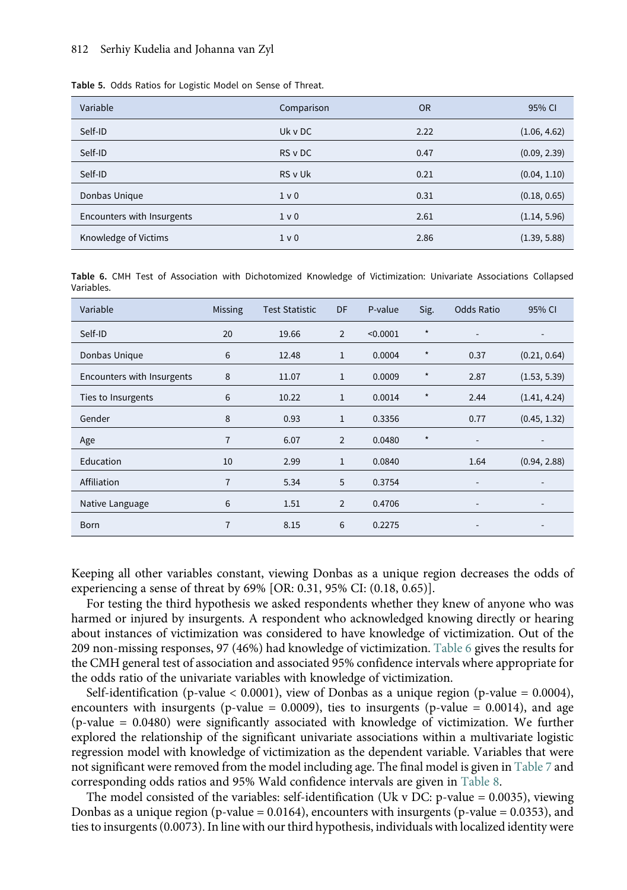**Table 5.** Odds Ratios for Logistic Model on Sense of Threat.

| Variable | Comparison | OR | 95% CI |
|---|---|---|---|
| Self-ID | Uk v DC | 2.22 | (1.06, 4.62) |
| Self-ID | RS v DC | 0.47 | (0.09, 2.39) |
| Self-ID | RS v Uk | 0.21 | (0.04, 1.10) |
| Donbas Unique | 1 v 0 | 0.31 | (0.18, 0.65) |
| Encounters with Insurgents | 1 v 0 | 2.61 | (1.14, 5.96) |
| Knowledge of Victims | 1 v 0 | 2.86 | (1.39, 5.88) |

**Table 6.** CMH Test of Association with Dichotomized Knowledge of Victimization: Univariate Associations Collapsed Variables.

| Variable | Missing | Test Statistic | DF | P-value | Sig. | Odds Ratio | 95% CI |
|---|---|---|---|---|---|---|---|
| Self-ID | 20 | 19.66 | 2 | <0.0001 | * | - | - |
| Donbas Unique | 6 | 12.48 | 1 | 0.0004 | * | 0.37 | (0.21, 0.64) |
| Encounters with Insurgents | 8 | 11.07 | 1 | 0.0009 | * | 2.87 | (1.53, 5.39) |
| Ties to Insurgents | 6 | 10.22 | 1 | 0.0014 | * | 2.44 | (1.41, 4.24) |
| Gender | 8 | 0.93 | 1 | 0.3356 | | 0.77 | (0.45, 1.32) |
| Age | 7 | 6.07 | 2 | 0.0480 | * | - | - |
| Education | 10 | 2.99 | 1 | 0.0840 | | 1.64 | (0.94, 2.88) |
| Affiliation | 7 | 5.34 | 5 | 0.3754 | | - | - |
| Native Language | 6 | 1.51 | 2 | 0.4706 | | - | - |
| Born | 7 | 8.15 | 6 | 0.2275 | | - | - |

Keeping all other variables constant, viewing Donbas as a unique region decreases the odds of experiencing a sense of threat by 69% [OR: 0.31, 95% CI: (0.18, 0.65)].

For testing the third hypothesis we asked respondents whether they knew of anyone who was harmed or injured by insurgents. A respondent who acknowledged knowing directly or hearing about instances of victimization was considered to have knowledge of victimization. Out of the 209 non-missing responses, 97 (46%) had knowledge of victimization. Table 6 gives the results for the CMH general test of association and associated 95% confidence intervals where appropriate for the odds ratio of the univariate variables with knowledge of victimization.

Self-identification (p-value < 0.0001), view of Donbas as a unique region (p-value = 0.0004), encounters with insurgents (p-value = 0.0009), ties to insurgents (p-value = 0.0014), and age (p-value = 0.0480) were significantly associated with knowledge of victimization. We further explored the relationship of the significant univariate associations within a multivariate logistic regression model with knowledge of victimization as the dependent variable. Variables that were not significant were removed from the model including age. The final model is given in Table 7 and corresponding odds ratios and 95% Wald confidence intervals are given in Table 8.

The model consisted of the variables: self-identification (Uk v DC: p-value = 0.0035), viewing Donbas as a unique region (p-value = 0.0164), encounters with insurgents (p-value = 0.0353), and ties to insurgents (0.0073). In line with our third hypothesis, individuals with localized identity were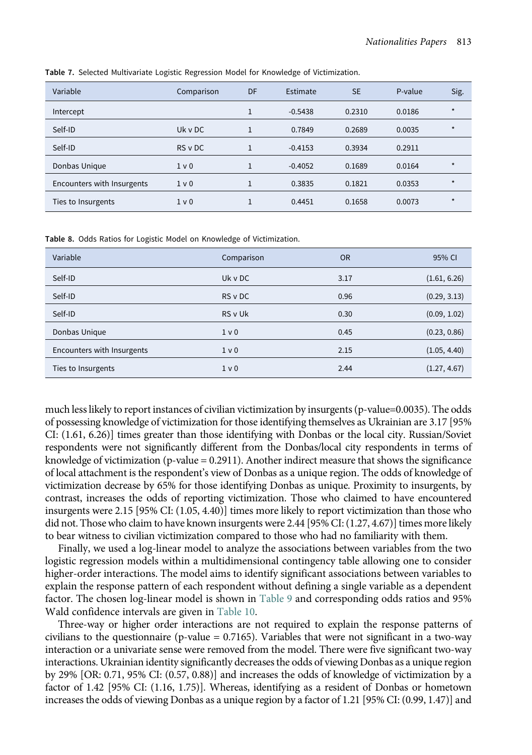Table 7. Selected Multivariate Logistic Regression Model for Knowledge of Victimization.

| Variable | Comparison | DF | Estimate | SE | P-value | Sig. |
|---|---|---|---|---|---|---|
| Intercept | | 1 | -0.5438 | 0.2310 | 0.0186 | * |
| Self-ID | Uk v DC | 1 | 0.7849 | 0.2689 | 0.0035 | * |
| Self-ID | RS v DC | 1 | -0.4153 | 0.3934 | 0.2911 | |
| Donbas Unique | 1 v 0 | 1 | -0.4052 | 0.1689 | 0.0164 | * |
| Encounters with Insurgents | 1 v 0 | 1 | 0.3835 | 0.1821 | 0.0353 | * |
| Ties to Insurgents | 1 v 0 | 1 | 0.4451 | 0.1658 | 0.0073 | * |

Table 8. Odds Ratios for Logistic Model on Knowledge of Victimization.

| Variable | Comparison | OR | 95% CI |
|---|---|---|---|
| Self-ID | Uk v DC | 3.17 | (1.61, 6.26) |
| Self-ID | RS v DC | 0.96 | (0.29, 3.13) |
| Self-ID | RS v Uk | 0.30 | (0.09, 1.02) |
| Donbas Unique | 1 v 0 | 0.45 | (0.23, 0.86) |
| Encounters with Insurgents | 1 v 0 | 2.15 | (1.05, 4.40) |
| Ties to Insurgents | 1 v 0 | 2.44 | (1.27, 4.67) |

much less likely to report instances of civilian victimization by insurgents (p-value=0.0035). The odds of possessing knowledge of victimization for those identifying themselves as Ukrainian are 3.17 [95% CI: (1.61, 6.26)] times greater than those identifying with Donbas or the local city. Russian/Soviet respondents were not significantly different from the Donbas/local city respondents in terms of knowledge of victimization (p-value = 0.2911). Another indirect measure that shows the significance of local attachment is the respondent's view of Donbas as a unique region. The odds of knowledge of victimization decrease by 65% for those identifying Donbas as unique. Proximity to insurgents, by contrast, increases the odds of reporting victimization. Those who claimed to have encountered insurgents were 2.15 [95% CI: (1.05, 4.40)] times more likely to report victimization than those who did not. Those who claim to have known insurgents were 2.44 [95% CI: (1.27, 4.67)] times more likely to bear witness to civilian victimization compared to those who had no familiarity with them.

Finally, we used a log-linear model to analyze the associations between variables from the two logistic regression models within a multidimensional contingency table allowing one to consider higher-order interactions. The model aims to identify significant associations between variables to explain the response pattern of each respondent without defining a single variable as a dependent factor. The chosen log-linear model is shown in Table 9 and corresponding odds ratios and 95% Wald confidence intervals are given in Table 10.

Three-way or higher order interactions are not required to explain the response patterns of civilians to the questionnaire (p-value = 0.7165). Variables that were not significant in a two-way interaction or a univariate sense were removed from the model. There were five significant two-way interactions. Ukrainian identity significantly decreases the odds of viewing Donbas as a unique region by 29% [OR: 0.71, 95% CI: (0.57, 0.88)] and increases the odds of knowledge of victimization by a factor of 1.42 [95% CI: (1.16, 1.75)]. Whereas, identifying as a resident of Donbas or hometown increases the odds of viewing Donbas as a unique region by a factor of 1.21 [95% CI: (0.99, 1.47)] and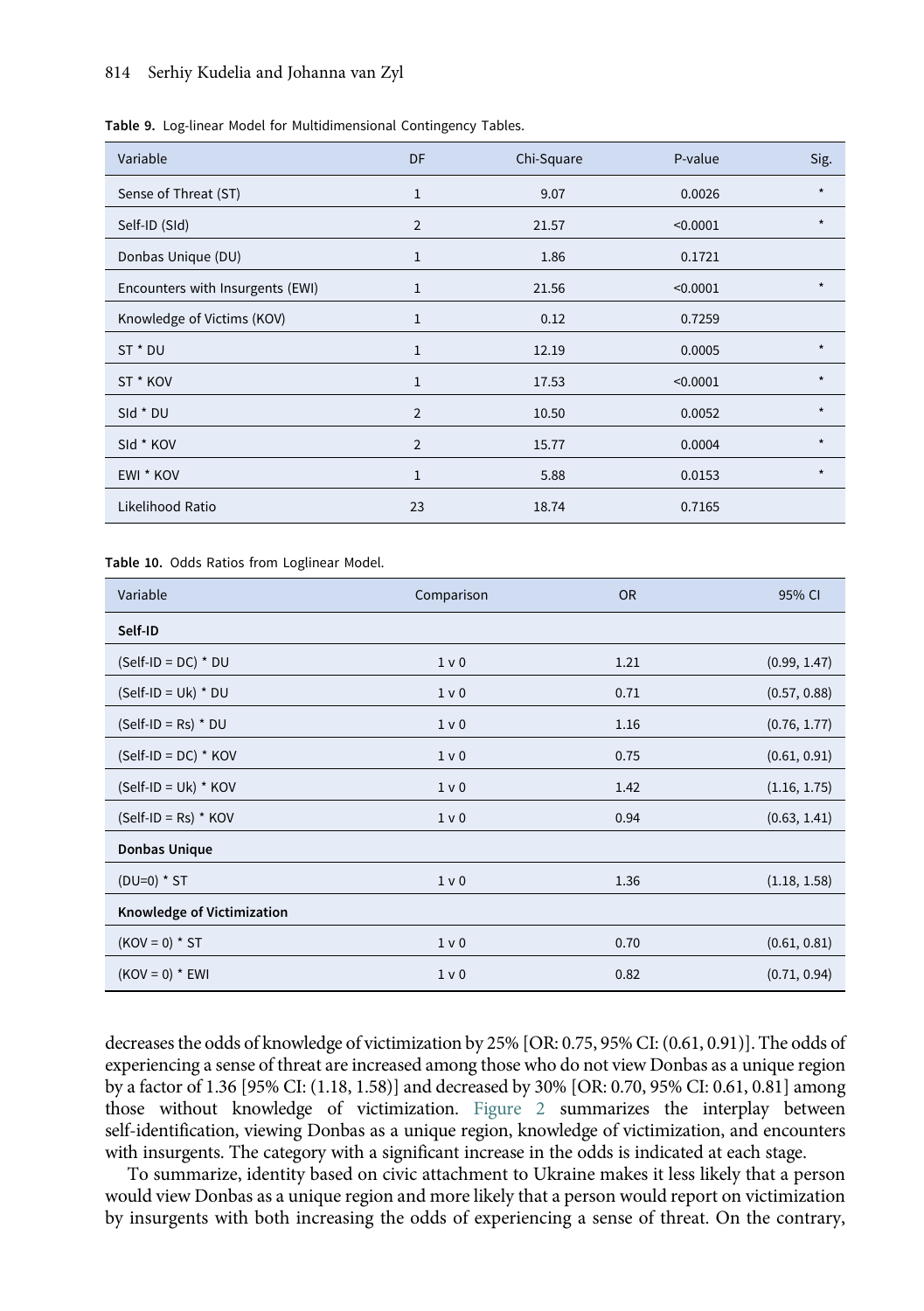Table 9. Log-linear Model for Multidimensional Contingency Tables.

| Variable | DF | Chi-Square | P-value | Sig. |
|---|---|---|---|---|
| Sense of Threat (ST) | 1 | 9.07 | 0.0026 | * |
| Self-ID (SId) | 2 | 21.57 | <0.0001 | * |
| Donbas Unique (DU) | 1 | 1.86 | 0.1721 | |
| Encounters with Insurgents (EWI) | 1 | 21.56 | <0.0001 | * |
| Knowledge of Victims (KOV) | 1 | 0.12 | 0.7259 | |
| ST * DU | 1 | 12.19 | 0.0005 | * |
| ST * KOV | 1 | 17.53 | <0.0001 | * |
| SId * DU | 2 | 10.50 | 0.0052 | * |
| SId * KOV | 2 | 15.77 | 0.0004 | * |
| EWI * KOV | 1 | 5.88 | 0.0153 | * |
| Likelihood Ratio | 23 | 18.74 | 0.7165 | |

Table 10. Odds Ratios from Loglinear Model.

| Variable | Comparison | OR | 95% CI |
|---|---|---|---|
| **Self-ID** | | | |
| (Self-ID = DC) * DU | 1 v 0 | 1.21 | (0.99, 1.47) |
| (Self-ID = Uk) * DU | 1 v 0 | 0.71 | (0.57, 0.88) |
| (Self-ID = Rs) * DU | 1 v 0 | 1.16 | (0.76, 1.77) |
| (Self-ID = DC) * KOV | 1 v 0 | 0.75 | (0.61, 0.91) |
| (Self-ID = Uk) * KOV | 1 v 0 | 1.42 | (1.16, 1.75) |
| (Self-ID = Rs) * KOV | 1 v 0 | 0.94 | (0.63, 1.41) |
| **Donbas Unique** | | | |
| (DU=0) * ST | 1 v 0 | 1.36 | (1.18, 1.58) |
| **Knowledge of Victimization** | | | |
| (KOV = 0) * ST | 1 v 0 | 0.70 | (0.61, 0.81) |
| (KOV = 0) * EWI | 1 v 0 | 0.82 | (0.71, 0.94) |

decreases the odds of knowledge of victimization by 25% [OR: 0.75, 95% CI: (0.61, 0.91)]. The odds of experiencing a sense of threat are increased among those who do not view Donbas as a unique region by a factor of 1.36 [95% CI: (1.18, 1.58)] and decreased by 30% [OR: 0.70, 95% CI: 0.61, 0.81] among those without knowledge of victimization. Figure 2 summarizes the interplay between self-identification, viewing Donbas as a unique region, knowledge of victimization, and encounters with insurgents. The category with a significant increase in the odds is indicated at each stage.

To summarize, identity based on civic attachment to Ukraine makes it less likely that a person would view Donbas as a unique region and more likely that a person would report on victimization by insurgents with both increasing the odds of experiencing a sense of threat. On the contrary,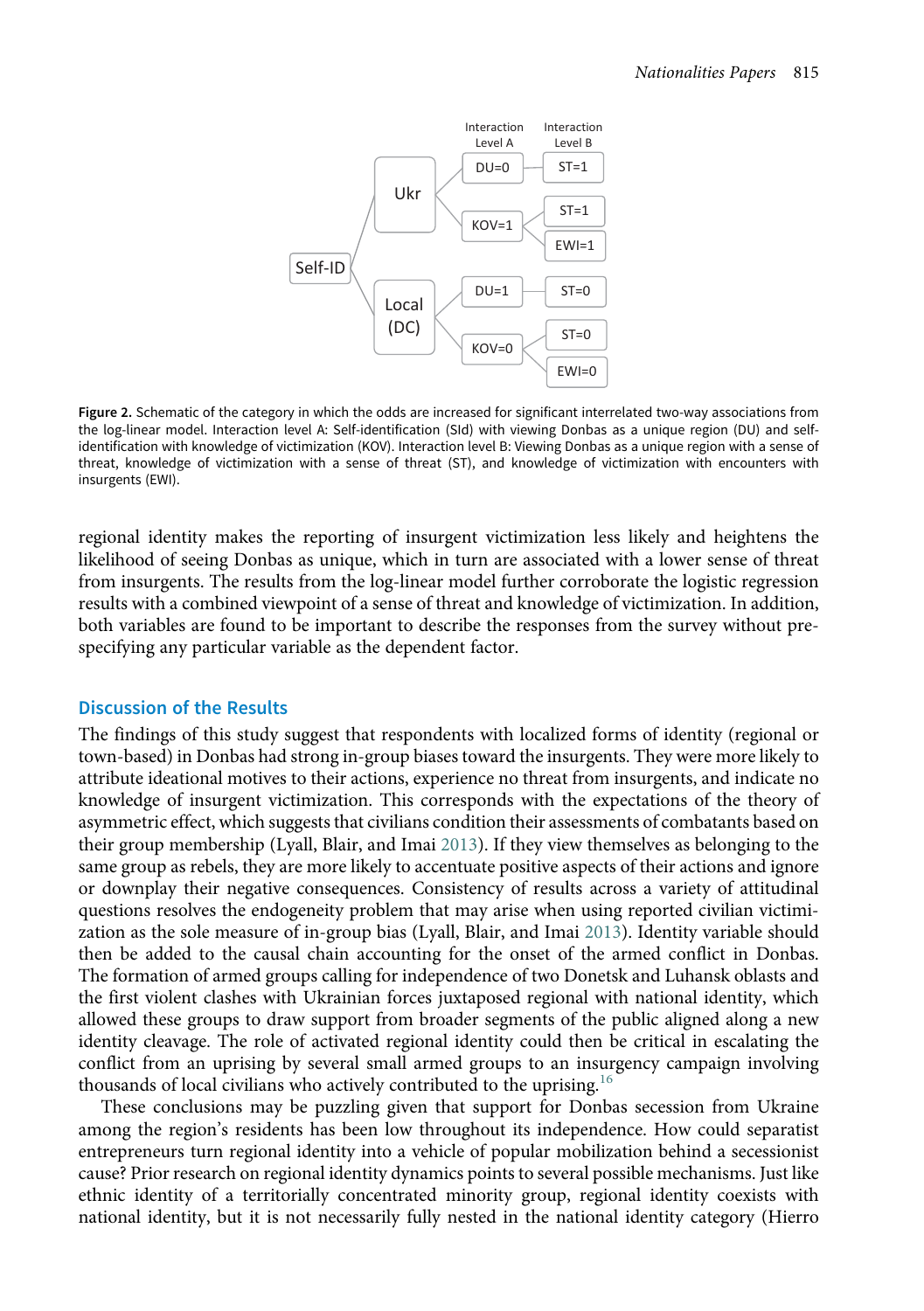Figure 2. Schematic of the category in which the odds are increased for significant interrelated two-way associations from the log-linear model. Interaction level A: Self-identification (SId) with viewing Donbas as a unique region (DU) and self-identification with knowledge of victimization (KOV). Interaction level B: Viewing Donbas as a unique region with a sense of threat, knowledge of victimization with a sense of threat (ST), and knowledge of victimization with encounters with insurgents (EWI).

regional identity makes the reporting of insurgent victimization less likely and heightens the likelihood of seeing Donbas as unique, which in turn are associated with a lower sense of threat from insurgents. The results from the log-linear model further corroborate the logistic regression results with a combined viewpoint of a sense of threat and knowledge of victimization. In addition, both variables are found to be important to describe the responses from the survey without pre-specifying any particular variable as the dependent factor.

## Discussion of the Results

The findings of this study suggest that respondents with localized forms of identity (regional or town-based) in Donbas had strong in-group biases toward the insurgents. They were more likely to attribute ideational motives to their actions, experience no threat from insurgents, and indicate no knowledge of insurgent victimization. This corresponds with the expectations of the theory of asymmetric effect, which suggests that civilians condition their assessments of combatants based on their group membership (Lyall, Blair, and Imai 2013). If they view themselves as belonging to the same group as rebels, they are more likely to accentuate positive aspects of their actions and ignore or downplay their negative consequences. Consistency of results across a variety of attitudinal questions resolves the endogeneity problem that may arise when using reported civilian victimization as the sole measure of in-group bias (Lyall, Blair, and Imai 2013). Identity variable should then be added to the causal chain accounting for the onset of the armed conflict in Donbas. The formation of armed groups calling for independence of two Donetsk and Luhansk oblasts and the first violent clashes with Ukrainian forces juxtaposed regional with national identity, which allowed these groups to draw support from broader segments of the public aligned along a new identity cleavage. The role of activated regional identity could then be critical in escalating the conflict from an uprising by several small armed groups to an insurgency campaign involving thousands of local civilians who actively contributed to the uprising.[16]

These conclusions may be puzzling given that support for Donbas secession from Ukraine among the region's residents has been low throughout its independence. How could separatist entrepreneurs turn regional identity into a vehicle of popular mobilization behind a secessionist cause? Prior research on regional identity dynamics points to several possible mechanisms. Just like ethnic identity of a territorially concentrated minority group, regional identity coexists with national identity, but it is not necessarily fully nested in the national identity category (Hierro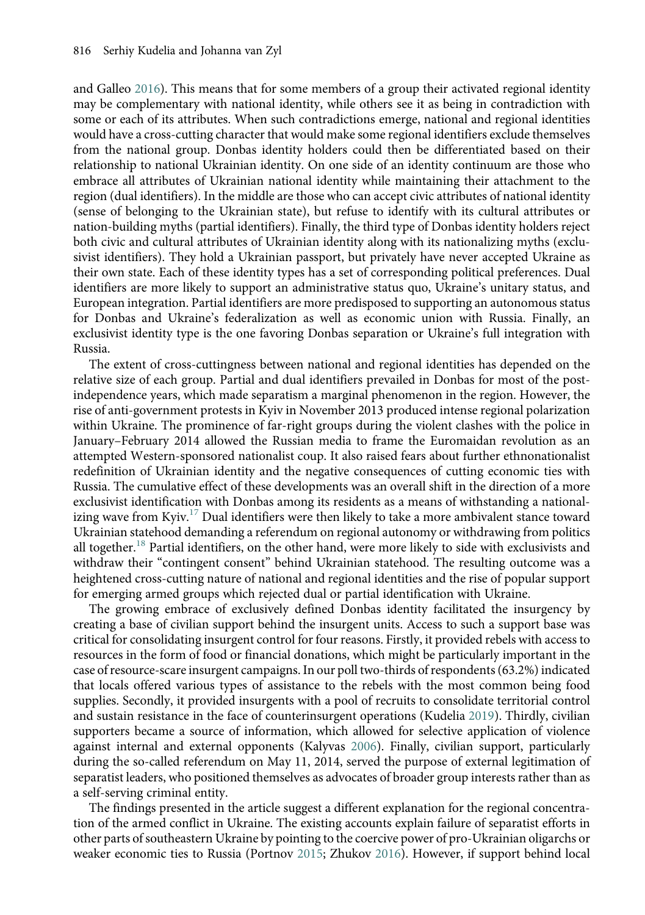and Galleo 2016). This means that for some members of a group their activated regional identity may be complementary with national identity, while others see it as being in contradiction with some or each of its attributes. When such contradictions emerge, national and regional identities would have a cross-cutting character that would make some regional identifiers exclude themselves from the national group. Donbas identity holders could then be differentiated based on their relationship to national Ukrainian identity. On one side of an identity continuum are those who embrace all attributes of Ukrainian national identity while maintaining their attachment to the region (dual identifiers). In the middle are those who can accept civic attributes of national identity (sense of belonging to the Ukrainian state), but refuse to identify with its cultural attributes or nation-building myths (partial identifiers). Finally, the third type of Donbas identity holders reject both civic and cultural attributes of Ukrainian identity along with its nationalizing myths (exclusivist identifiers). They hold a Ukrainian passport, but privately have never accepted Ukraine as their own state. Each of these identity types has a set of corresponding political preferences. Dual identifiers are more likely to support an administrative status quo, Ukraine's unitary status, and European integration. Partial identifiers are more predisposed to supporting an autonomous status for Donbas and Ukraine's federalization as well as economic union with Russia. Finally, an exclusivist identity type is the one favoring Donbas separation or Ukraine's full integration with Russia.

The extent of cross-cuttingness between national and regional identities has depended on the relative size of each group. Partial and dual identifiers prevailed in Donbas for most of the post-independence years, which made separatism a marginal phenomenon in the region. However, the rise of anti-government protests in Kyiv in November 2013 produced intense regional polarization within Ukraine. The prominence of far-right groups during the violent clashes with the police in January–February 2014 allowed the Russian media to frame the Euromaidan revolution as an attempted Western-sponsored nationalist coup. It also raised fears about further ethnonationalist redefinition of Ukrainian identity and the negative consequences of cutting economic ties with Russia. The cumulative effect of these developments was an overall shift in the direction of a more exclusivist identification with Donbas among its residents as a means of withstanding a nationalizing wave from Kyiv.[17] Dual identifiers were then likely to take a more ambivalent stance toward Ukrainian statehood demanding a referendum on regional autonomy or withdrawing from politics all together.[18] Partial identifiers, on the other hand, were more likely to side with exclusivists and withdraw their "contingent consent" behind Ukrainian statehood. The resulting outcome was a heightened cross-cutting nature of national and regional identities and the rise of popular support for emerging armed groups which rejected dual or partial identification with Ukraine.

The growing embrace of exclusively defined Donbas identity facilitated the insurgency by creating a base of civilian support behind the insurgent units. Access to such a support base was critical for consolidating insurgent control for four reasons. Firstly, it provided rebels with access to resources in the form of food or financial donations, which might be particularly important in the case of resource-scare insurgent campaigns. In our poll two-thirds of respondents (63.2%) indicated that locals offered various types of assistance to the rebels with the most common being food supplies. Secondly, it provided insurgents with a pool of recruits to consolidate territorial control and sustain resistance in the face of counterinsurgent operations (Kudelia 2019). Thirdly, civilian supporters became a source of information, which allowed for selective application of violence against internal and external opponents (Kalyvas 2006). Finally, civilian support, particularly during the so-called referendum on May 11, 2014, served the purpose of external legitimation of separatist leaders, who positioned themselves as advocates of broader group interests rather than as a self-serving criminal entity.

The findings presented in the article suggest a different explanation for the regional concentration of the armed conflict in Ukraine. The existing accounts explain failure of separatist efforts in other parts of southeastern Ukraine by pointing to the coercive power of pro-Ukrainian oligarchs or weaker economic ties to Russia (Portnov 2015; Zhukov 2016). However, if support behind local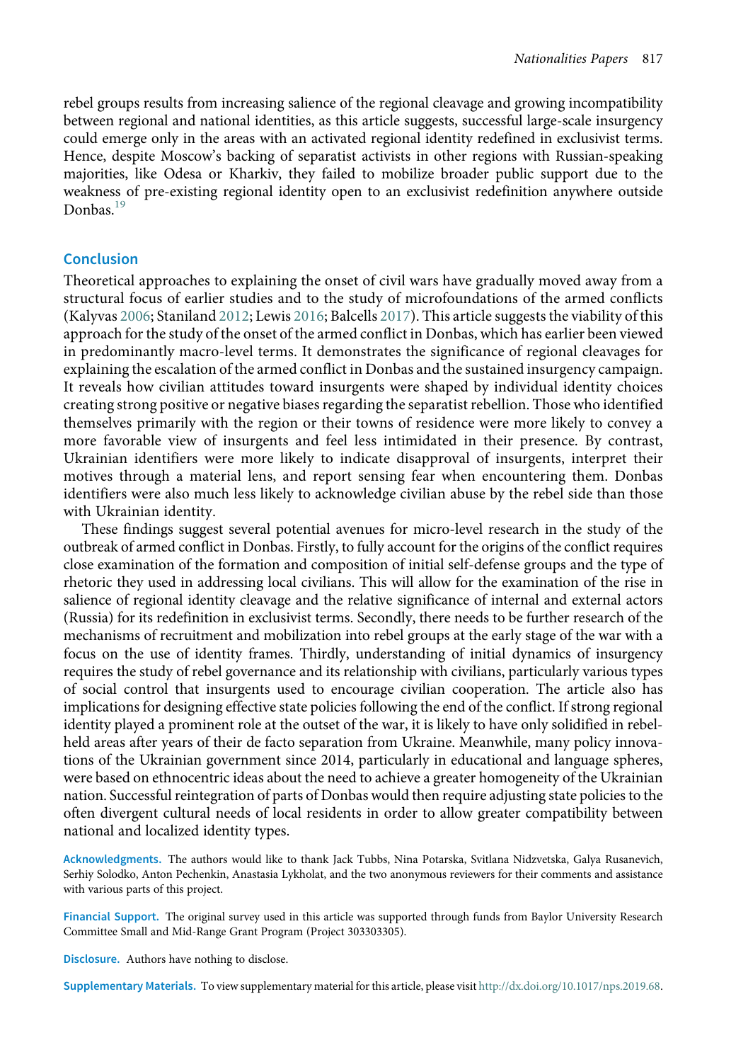rebel groups results from increasing salience of the regional cleavage and growing incompatibility between regional and national identities, as this article suggests, successful large-scale insurgency could emerge only in the areas with an activated regional identity redefined in exclusivist terms. Hence, despite Moscow's backing of separatist activists in other regions with Russian-speaking majorities, like Odesa or Kharkiv, they failed to mobilize broader public support due to the weakness of pre-existing regional identity open to an exclusivist redefinition anywhere outside Donbas.[19]

## Conclusion

Theoretical approaches to explaining the onset of civil wars have gradually moved away from a structural focus of earlier studies and to the study of microfoundations of the armed conflicts (Kalyvas 2006; Staniland 2012; Lewis 2016; Balcells 2017). This article suggests the viability of this approach for the study of the onset of the armed conflict in Donbas, which has earlier been viewed in predominantly macro-level terms. It demonstrates the significance of regional cleavages for explaining the escalation of the armed conflict in Donbas and the sustained insurgency campaign. It reveals how civilian attitudes toward insurgents were shaped by individual identity choices creating strong positive or negative biases regarding the separatist rebellion. Those who identified themselves primarily with the region or their towns of residence were more likely to convey a more favorable view of insurgents and feel less intimidated in their presence. By contrast, Ukrainian identifiers were more likely to indicate disapproval of insurgents, interpret their motives through a material lens, and report sensing fear when encountering them. Donbas identifiers were also much less likely to acknowledge civilian abuse by the rebel side than those with Ukrainian identity.

These findings suggest several potential avenues for micro-level research in the study of the outbreak of armed conflict in Donbas. Firstly, to fully account for the origins of the conflict requires close examination of the formation and composition of initial self-defense groups and the type of rhetoric they used in addressing local civilians. This will allow for the examination of the rise in salience of regional identity cleavage and the relative significance of internal and external actors (Russia) for its redefinition in exclusivist terms. Secondly, there needs to be further research of the mechanisms of recruitment and mobilization into rebel groups at the early stage of the war with a focus on the use of identity frames. Thirdly, understanding of initial dynamics of insurgency requires the study of rebel governance and its relationship with civilians, particularly various types of social control that insurgents used to encourage civilian cooperation. The article also has implications for designing effective state policies following the end of the conflict. If strong regional identity played a prominent role at the outset of the war, it is likely to have only solidified in rebel-held areas after years of their de facto separation from Ukraine. Meanwhile, many policy innovations of the Ukrainian government since 2014, particularly in educational and language spheres, were based on ethnocentric ideas about the need to achieve a greater homogeneity of the Ukrainian nation. Successful reintegration of parts of Donbas would then require adjusting state policies to the often divergent cultural needs of local residents in order to allow greater compatibility between national and localized identity types.

**Acknowledgments.** The authors would like to thank Jack Tubbs, Nina Potarska, Svitlana Nidzvetska, Galya Rusanevich, Serhiy Solodko, Anton Pechenkin, Anastasia Lykholat, and the two anonymous reviewers for their comments and assistance with various parts of this project.

**Financial Support.** The original survey used in this article was supported through funds from Baylor University Research Committee Small and Mid-Range Grant Program (Project 303303305).

**Disclosure.** Authors have nothing to disclose.

**Supplementary Materials.** To view supplementary material for this article, please visit http://dx.doi.org/10.1017/nps.2019.68.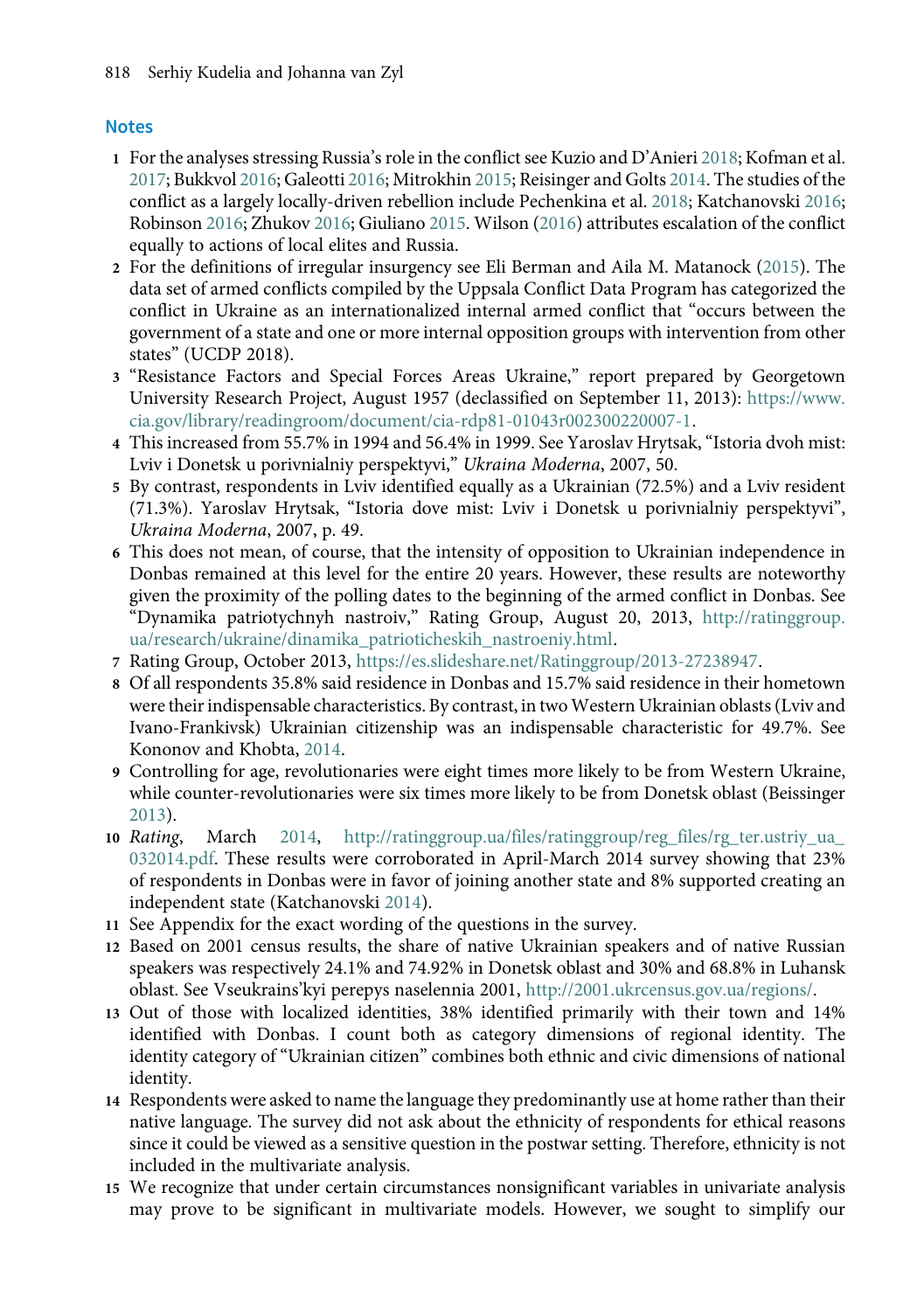## Notes

1. For the analyses stressing Russia's role in the conflict see Kuzio and D'Anieri 2018; Kofman et al. 2017; Bukkvol 2016; Galeotti 2016; Mitrokhin 2015; Reisinger and Golts 2014. The studies of the conflict as a largely locally-driven rebellion include Pechenkina et al. 2018; Katchanovski 2016; Robinson 2016; Zhukov 2016; Giuliano 2015. Wilson (2016) attributes escalation of the conflict equally to actions of local elites and Russia.
2. For the definitions of irregular insurgency see Eli Berman and Aila M. Matanock (2015). The data set of armed conflicts compiled by the Uppsala Conflict Data Program has categorized the conflict in Ukraine as an internationalized internal armed conflict that "occurs between the government of a state and one or more internal opposition groups with intervention from other states" (UCDP 2018).
3. "Resistance Factors and Special Forces Areas Ukraine," report prepared by Georgetown University Research Project, August 1957 (declassified on September 11, 2013): https://www.cia.gov/library/readingroom/document/cia-rdp81-01043r002300220007-1.
4. This increased from 55.7% in 1994 and 56.4% in 1999. See Yaroslav Hrytsak, "Istoria dvoh mist: Lviv i Donetsk u porivnialniy perspektyvi," *Ukraina Moderna*, 2007, 50.
5. By contrast, respondents in Lviv identified equally as a Ukrainian (72.5%) and a Lviv resident (71.3%). Yaroslav Hrytsak, "Istoria dove mist: Lviv i Donetsk u porivnialniy perspektyvi", *Ukraina Moderna*, 2007, p. 49.
6. This does not mean, of course, that the intensity of opposition to Ukrainian independence in Donbas remained at this level for the entire 20 years. However, these results are noteworthy given the proximity of the polling dates to the beginning of the armed conflict in Donbas. See "Dynamika patriotychnyh nastroiv," Rating Group, August 20, 2013, http://ratinggroup.ua/research/ukraine/dinamika_patrioticheskih_nastroeniy.html.
7. Rating Group, October 2013, https://es.slideshare.net/Ratinggroup/2013-27238947.
8. Of all respondents 35.8% said residence in Donbas and 15.7% said residence in their hometown were their indispensable characteristics. By contrast, in two Western Ukrainian oblasts (Lviv and Ivano-Frankivsk) Ukrainian citizenship was an indispensable characteristic for 49.7%. See Kononov and Khobta, 2014.
9. Controlling for age, revolutionaries were eight times more likely to be from Western Ukraine, while counter-revolutionaries were six times more likely to be from Donetsk oblast (Beissinger 2013).
10. *Rating*, March 2014, http://ratinggroup.ua/files/ratinggroup/reg_files/rg_ter.ustriy_ua_032014.pdf. These results were corroborated in April-March 2014 survey showing that 23% of respondents in Donbas were in favor of joining another state and 8% supported creating an independent state (Katchanovski 2014).
11. See Appendix for the exact wording of the questions in the survey.
12. Based on 2001 census results, the share of native Ukrainian speakers and of native Russian speakers was respectively 24.1% and 74.92% in Donetsk oblast and 30% and 68.8% in Luhansk oblast. See Vseukrains'kyi perepys naselennia 2001, http://2001.ukrcensus.gov.ua/regions/.
13. Out of those with localized identities, 38% identified primarily with their town and 14% identified with Donbas. I count both as category dimensions of regional identity. The identity category of "Ukrainian citizen" combines both ethnic and civic dimensions of national identity.
14. Respondents were asked to name the language they predominantly use at home rather than their native language. The survey did not ask about the ethnicity of respondents for ethical reasons since it could be viewed as a sensitive question in the postwar setting. Therefore, ethnicity is not included in the multivariate analysis.
15. We recognize that under certain circumstances nonsignificant variables in univariate analysis may prove to be significant in multivariate models. However, we sought to simplify our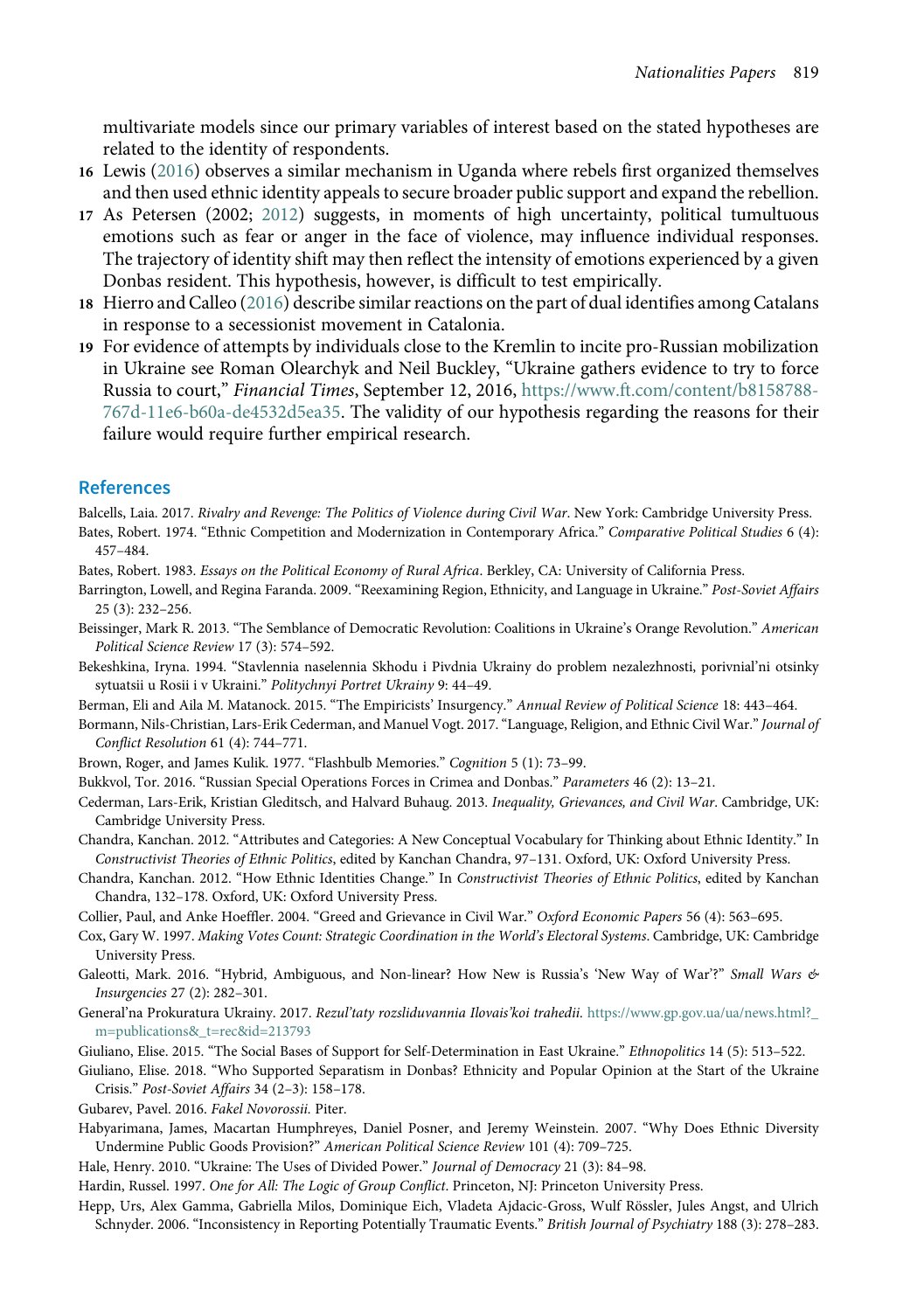multivariate models since our primary variables of interest based on the stated hypotheses are related to the identity of respondents.

16 Lewis (2016) observes a similar mechanism in Uganda where rebels first organized themselves and then used ethnic identity appeals to secure broader public support and expand the rebellion.

17 As Petersen (2002; 2012) suggests, in moments of high uncertainty, political tumultuous emotions such as fear or anger in the face of violence, may influence individual responses. The trajectory of identity shift may then reflect the intensity of emotions experienced by a given Donbas resident. This hypothesis, however, is difficult to test empirically.

18 Hierro and Calleo (2016) describe similar reactions on the part of dual identifies among Catalans in response to a secessionist movement in Catalonia.

19 For evidence of attempts by individuals close to the Kremlin to incite pro-Russian mobilization in Ukraine see Roman Olearchyk and Neil Buckley, "Ukraine gathers evidence to try to force Russia to court," *Financial Times*, September 12, 2016, https://www.ft.com/content/b8158788-767d-11e6-b60a-de4532d5ea35. The validity of our hypothesis regarding the reasons for their failure would require further empirical research.

## References

Balcells, Laia. 2017. *Rivalry and Revenge: The Politics of Violence during Civil War*. New York: Cambridge University Press.

Bates, Robert. 1974. "Ethnic Competition and Modernization in Contemporary Africa." *Comparative Political Studies* 6 (4): 457–484.

Bates, Robert. 1983. *Essays on the Political Economy of Rural Africa*. Berkley, CA: University of California Press.

Barrington, Lowell, and Regina Faranda. 2009. "Reexamining Region, Ethnicity, and Language in Ukraine." *Post-Soviet Affairs* 25 (3): 232–256.

Beissinger, Mark R. 2013. "The Semblance of Democratic Revolution: Coalitions in Ukraine's Orange Revolution." *American Political Science Review* 17 (3): 574–592.

Bekeshkina, Iryna. 1994. "Stavlennia naselennia Skhodu i Pivdnia Ukrainy do problem nezalezhnosti, porivnial'ni otsinky sytuatsii u Rosii i v Ukraini." *Politychnyi Portret Ukrainy* 9: 44–49.

Berman, Eli and Aila M. Matanock. 2015. "The Empiricists' Insurgency." *Annual Review of Political Science* 18: 443–464.

Bormann, Nils-Christian, Lars-Erik Cederman, and Manuel Vogt. 2017. "Language, Religion, and Ethnic Civil War." *Journal of Conflict Resolution* 61 (4): 744–771.

Brown, Roger, and James Kulik. 1977. "Flashbulb Memories." *Cognition* 5 (1): 73–99.

Bukkvol, Tor. 2016. "Russian Special Operations Forces in Crimea and Donbas." *Parameters* 46 (2): 13–21.

Cederman, Lars-Erik, Kristian Gleditsch, and Halvard Buhaug. 2013. *Inequality, Grievances, and Civil War*. Cambridge, UK: Cambridge University Press.

Chandra, Kanchan. 2012. "Attributes and Categories: A New Conceptual Vocabulary for Thinking about Ethnic Identity." In *Constructivist Theories of Ethnic Politics*, edited by Kanchan Chandra, 97–131. Oxford, UK: Oxford University Press.

Chandra, Kanchan. 2012. "How Ethnic Identities Change." In *Constructivist Theories of Ethnic Politics*, edited by Kanchan Chandra, 132–178. Oxford, UK: Oxford University Press.

Collier, Paul, and Anke Hoeffler. 2004. "Greed and Grievance in Civil War." *Oxford Economic Papers* 56 (4): 563–695.

Cox, Gary W. 1997. *Making Votes Count: Strategic Coordination in the World's Electoral Systems*. Cambridge, UK: Cambridge University Press.

Galeotti, Mark. 2016. "Hybrid, Ambiguous, and Non-linear? How New is Russia's 'New Way of War'?" *Small Wars & Insurgencies* 27 (2): 282–301.

General'na Prokuratura Ukrainy. 2017. *Rezul'taty rozsliduvannia Ilovais'koi trahedii*. https://www.gp.gov.ua/ua/news.html?_m=publications&_t=rec&id=213793

Giuliano, Elise. 2015. "The Social Bases of Support for Self-Determination in East Ukraine." *Ethnopolitics* 14 (5): 513–522.

Giuliano, Elise. 2018. "Who Supported Separatism in Donbas? Ethnicity and Popular Opinion at the Start of the Ukraine Crisis." *Post-Soviet Affairs* 34 (2–3): 158–178.

Gubarev, Pavel. 2016. *Fakel Novorossii*. Piter.

Habyarimana, James, Macartan Humphreyes, Daniel Posner, and Jeremy Weinstein. 2007. "Why Does Ethnic Diversity Undermine Public Goods Provision?" *American Political Science Review* 101 (4): 709–725.

Hale, Henry. 2010. "Ukraine: The Uses of Divided Power." *Journal of Democracy* 21 (3): 84–98.

Hardin, Russel. 1997. *One for All: The Logic of Group Conflict*. Princeton, NJ: Princeton University Press.

Hepp, Urs, Alex Gamma, Gabriella Milos, Dominique Eich, Vladeta Ajdacic-Gross, Wulf Rössler, Jules Angst, and Ulrich Schnyder. 2006. "Inconsistency in Reporting Potentially Traumatic Events." *British Journal of Psychiatry* 188 (3): 278–283.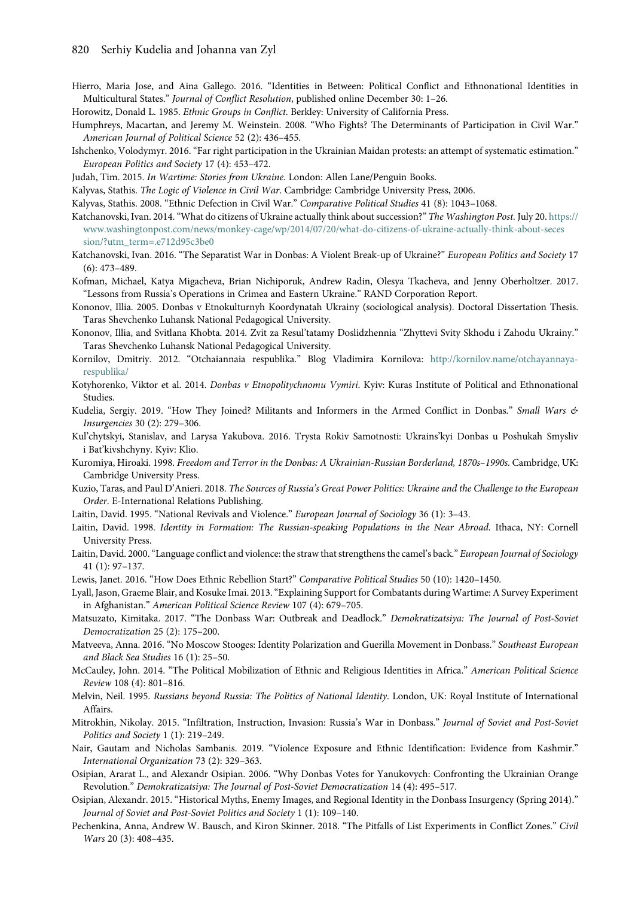Hierro, Maria Jose, and Aina Gallego. 2016. "Identities in Between: Political Conflict and Ethnonational Identities in Multicultural States." *Journal of Conflict Resolution*, published online December 30: 1–26.

Horowitz, Donald L. 1985. *Ethnic Groups in Conflict*. Berkley: University of California Press.

Humphreys, Macartan, and Jeremy M. Weinstein. 2008. "Who Fights? The Determinants of Participation in Civil War." *American Journal of Political Science* 52 (2): 436–455.

Ishchenko, Volodymyr. 2016. "Far right participation in the Ukrainian Maidan protests: an attempt of systematic estimation." *European Politics and Society* 17 (4): 453–472.

Judah, Tim. 2015. *In Wartime: Stories from Ukraine*. London: Allen Lane/Penguin Books.

Kalyvas, Stathis. *The Logic of Violence in Civil War*. Cambridge: Cambridge University Press, 2006.

Kalyvas, Stathis. 2008. "Ethnic Defection in Civil War." *Comparative Political Studies* 41 (8): 1043–1068.

Katchanovski, Ivan. 2014. "What do citizens of Ukraine actually think about succession?" *The Washington Post*. July 20. https://www.washingtonpost.com/news/monkey-cage/wp/2014/07/20/what-do-citizens-of-ukraine-actually-think-about-secession/?utm_term=.e712d95c3be0

Katchanovski, Ivan. 2016. "The Separatist War in Donbas: A Violent Break-up of Ukraine?" *European Politics and Society* 17 (6): 473–489.

Kofman, Michael, Katya Migacheva, Brian Nichiporuk, Andrew Radin, Olesya Tkacheva, and Jenny Oberholtzer. 2017. "Lessons from Russia's Operations in Crimea and Eastern Ukraine." RAND Corporation Report.

Kononov, Illia. 2005. Donbas v Etnokulturnykh Koordynatah Ukrainy (sociological analysis). Doctoral Dissertation Thesis. Taras Shevchenko Luhansk National Pedagogical University.

Kononov, Illia, and Svitlana Khobta. 2014. Zvit za Resul'tatamy Doslidzhennia "Zhyttevi Svity Skhodu i Zahodu Ukrainy." Taras Shevchenko Luhansk National Pedagogical University.

Kornilov, Dmitriy. 2012. "Otchaiannaia respublika." Blog Vladimira Kornilova: http://kornilov.name/otchayannaya-respublika/

Kotyhorenko, Viktor et al. 2014. *Donbas v Etnopolitychnomu Vymiri*. Kyiv: Kuras Institute of Political and Ethnonational Studies.

Kudelia, Sergiy. 2019. "How They Joined? Militants and Informers in the Armed Conflict in Donbas." *Small Wars & Insurgencies* 30 (2): 279–306.

Kul'chytskyi, Stanislav, and Larysa Yakubova. 2016. Trysta Rokiv Samotnosti: Ukrains'kyi Donbas u Poshukah Smysliv i Bat'kivshchyny. Kyiv: Klio.

Kuromiya, Hiroaki. 1998. *Freedom and Terror in the Donbas: A Ukrainian-Russian Borderland, 1870s–1990s*. Cambridge, UK: Cambridge University Press.

Kuzio, Taras, and Paul D'Anieri. 2018. *The Sources of Russia's Great Power Politics: Ukraine and the Challenge to the European Order*. E-International Relations Publishing.

Laitin, David. 1995. "National Revivals and Violence." *European Journal of Sociology* 36 (1): 3–43.

Laitin, David. 1998. *Identity in Formation: The Russian-speaking Populations in the Near Abroad*. Ithaca, NY: Cornell University Press.

Laitin, David. 2000. "Language conflict and violence: the straw that strengthens the camel's back." *European Journal of Sociology* 41 (1): 97–137.

Lewis, Janet. 2016. "How Does Ethnic Rebellion Start?" *Comparative Political Studies* 50 (10): 1420–1450.

Lyall, Jason, Graeme Blair, and Kosuke Imai. 2013. "Explaining Support for Combatants during Wartime: A Survey Experiment in Afghanistan." *American Political Science Review* 107 (4): 679–705.

Matsuzato, Kimitaka. 2017. "The Donbass War: Outbreak and Deadlock." *Demokratizatsiya: The Journal of Post-Soviet Democratization* 25 (2): 175–200.

Matveeva, Anna. 2016. "No Moscow Stooges: Identity Polarization and Guerilla Movement in Donbass." *Southeast European and Black Sea Studies* 16 (1): 25–50.

McCauley, John. 2014. "The Political Mobilization of Ethnic and Religious Identities in Africa." *American Political Science Review* 108 (4): 801–816.

Melvin, Neil. 1995. *Russians beyond Russia: The Politics of National Identity*. London, UK: Royal Institute of International Affairs.

Mitrokhin, Nikolay. 2015. "Infiltration, Instruction, Invasion: Russia's War in Donbass." *Journal of Soviet and Post-Soviet Politics and Society* 1 (1): 219–249.

Nair, Gautam and Nicholas Sambanis. 2019. "Violence Exposure and Ethnic Identification: Evidence from Kashmir." *International Organization* 73 (2): 329–363.

Osipian, Ararat L., and Alexandr Osipian. 2006. "Why Donbas Votes for Yanukovych: Confronting the Ukrainian Orange Revolution." *Demokratizatsiya: The Journal of Post-Soviet Democratization* 14 (4): 495–517.

Osipian, Alexandr. 2015. "Historical Myths, Enemy Images, and Regional Identity in the Donbass Insurgency (Spring 2014)." *Journal of Soviet and Post-Soviet Politics and Society* 1 (1): 109–140.

Pechenkina, Anna, Andrew W. Bausch, and Kiron Skinner. 2018. "The Pitfalls of List Experiments in Conflict Zones." *Civil Wars* 20 (3): 408–435.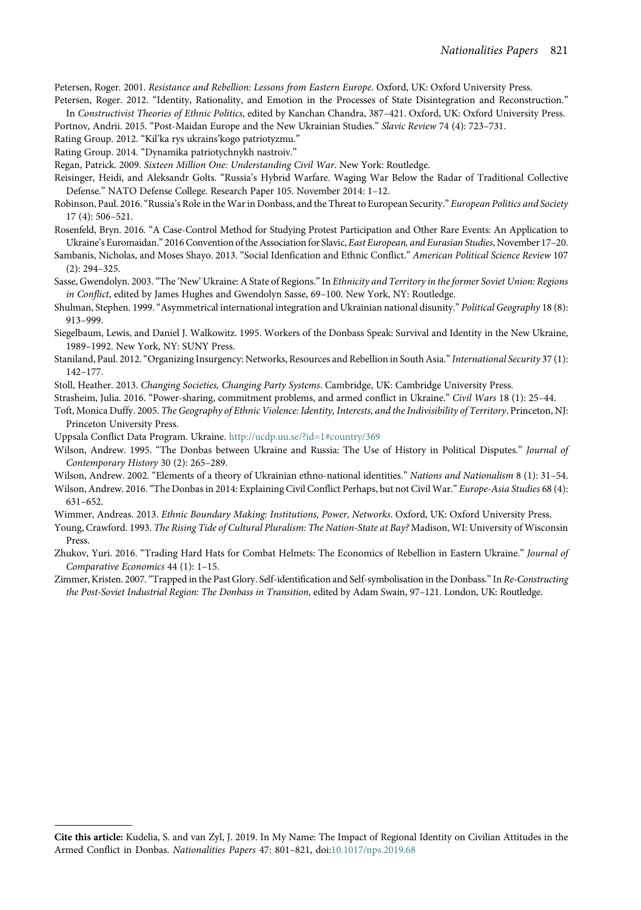Petersen, Roger. 2001. *Resistance and Rebellion: Lessons from Eastern Europe*. Oxford, UK: Oxford University Press.

Petersen, Roger. 2012. "Identity, Rationality, and Emotion in the Processes of State Disintegration and Reconstruction." In *Constructivist Theories of Ethnic Politics*, edited by Kanchan Chandra, 387–421. Oxford, UK: Oxford University Press.

Portnov, Andrii. 2015. "Post-Maidan Europe and the New Ukrainian Studies." *Slavic Review* 74 (4): 723–731.

Rating Group. 2012. "Kil'ka rys ukrains'kogo patriotyzmu."

Rating Group. 2014. "Dynamika patriotychnykh nastroiv."

Regan, Patrick. 2009. *Sixteen Million One: Understanding Civil War*. New York: Routledge.

Reisinger, Heidi, and Aleksandr Golts. "Russia's Hybrid Warfare. Waging War Below the Radar of Traditional Collective Defense." NATO Defense College. Research Paper 105. November 2014: 1–12.

Robinson, Paul. 2016. "Russia's Role in the War in Donbass, and the Threat to European Security." *European Politics and Society* 17 (4): 506–521.

Rosenfeld, Bryn. 2016. "A Case-Control Method for Studying Protest Participation and Other Rare Events: An Application to Ukraine's Euromaidan." 2016 Convention of the Association for Slavic, *East European, and Eurasian Studies*, November 17–20.

Sambanis, Nicholas, and Moses Shayo. 2013. "Social Idenfication and Ethnic Conflict." *American Political Science Review* 107 (2): 294–325.

Sasse, Gwendolyn. 2003. "The 'New' Ukraine: A State of Regions." In *Ethnicity and Territory in the former Soviet Union: Regions in Conflict*, edited by James Hughes and Gwendolyn Sasse, 69–100. New York, NY: Routledge.

Shulman, Stephen. 1999. "Asymmetrical international integration and Ukrainian national disunity." *Political Geography* 18 (8): 913–999.

Siegelbaum, Lewis, and Daniel J. Walkowitz. 1995. Workers of the Donbass Speak: Survival and Identity in the New Ukraine, 1989–1992. New York, NY: SUNY Press.

Staniland, Paul. 2012. "Organizing Insurgency: Networks, Resources and Rebellion in South Asia." *International Security* 37 (1): 142–177.

Stoll, Heather. 2013. *Changing Societies, Changing Party Systems*. Cambridge, UK: Cambridge University Press.

Strasheim, Julia. 2016. "Power-sharing, commitment problems, and armed conflict in Ukraine." *Civil Wars* 18 (1): 25–44.

Toft, Monica Duffy. 2005. *The Geography of Ethnic Violence: Identity, Interests, and the Indivisibility of Territory*. Princeton, NJ: Princeton University Press.

Uppsala Conflict Data Program. Ukraine. http://ucdp.uu.se/?id=1#country/369

Wilson, Andrew. 1995. "The Donbas between Ukraine and Russia: The Use of History in Political Disputes." *Journal of Contemporary History* 30 (2): 265–289.

Wilson, Andrew. 2002. "Elements of a theory of Ukrainian ethno-national identities." *Nations and Nationalism* 8 (1): 31–54.

Wilson, Andrew. 2016. "The Donbas in 2014: Explaining Civil Conflict Perhaps, but not Civil War." *Europe-Asia Studies* 68 (4): 631–652.

Wimmer, Andreas. 2013. *Ethnic Boundary Making: Institutions, Power, Networks*. Oxford, UK: Oxford University Press.

Young, Crawford. 1993. *The Rising Tide of Cultural Pluralism: The Nation-State at Bay?* Madison, WI: University of Wisconsin Press.

Zhukov, Yuri. 2016. "Trading Hard Hats for Combat Helmets: The Economics of Rebellion in Eastern Ukraine." *Journal of Comparative Economics* 44 (1): 1–15.

Zimmer, Kristen. 2007. "Trapped in the Past Glory. Self-identification and Self-symbolisation in the Donbass." In *Re-Constructing the Post-Soviet Industrial Region: The Donbass in Transition*, edited by Adam Swain, 97–121. London, UK: Routledge.

---

**Cite this article:** Kudelia, S. and van Zyl, J. 2019. In My Name: The Impact of Regional Identity on Civilian Attitudes in the Armed Conflict in Donbas. *Nationalities Papers* 47: 801–821, doi:10.1017/nps.2019.68